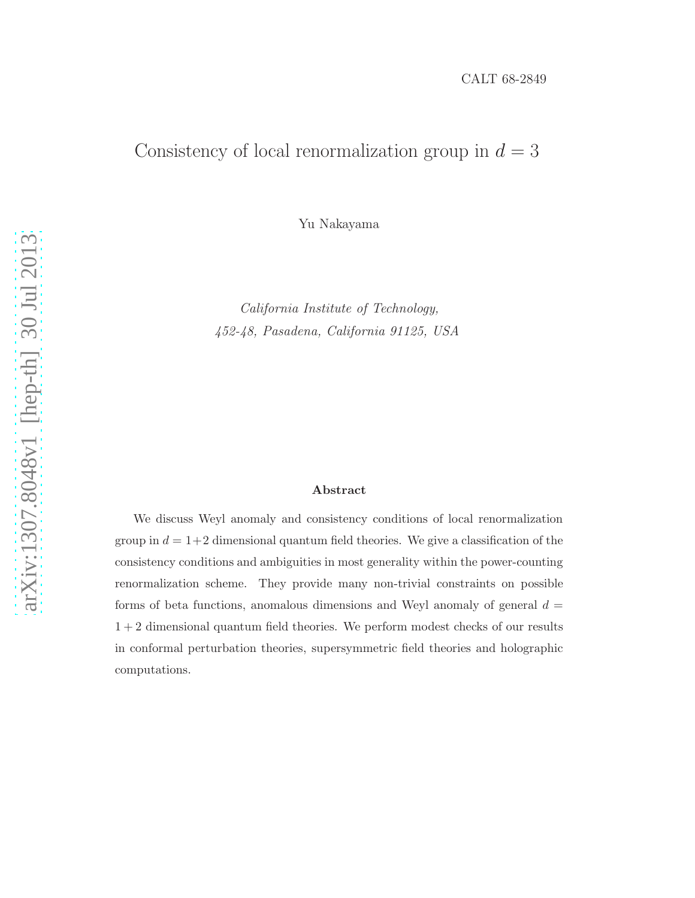CALT 68-2849

# Consistency of local renormalization group in $d = 3$

Yu Nakayama

*California Institute of Technology,*
*452-48, Pasadena, California 91125, USA*

## Abstract

We discuss Weyl anomaly and consistency conditions of local renormalization group in $d = 1+2$ dimensional quantum field theories. We give a classification of the consistency conditions and ambiguities in most generality within the power-counting renormalization scheme. They provide many non-trivial constraints on possible forms of beta functions, anomalous dimensions and Weyl anomaly of general $d = 1 + 2$ dimensional quantum field theories. We perform modest checks of our results in conformal perturbation theories, supersymmetric field theories and holographic computations.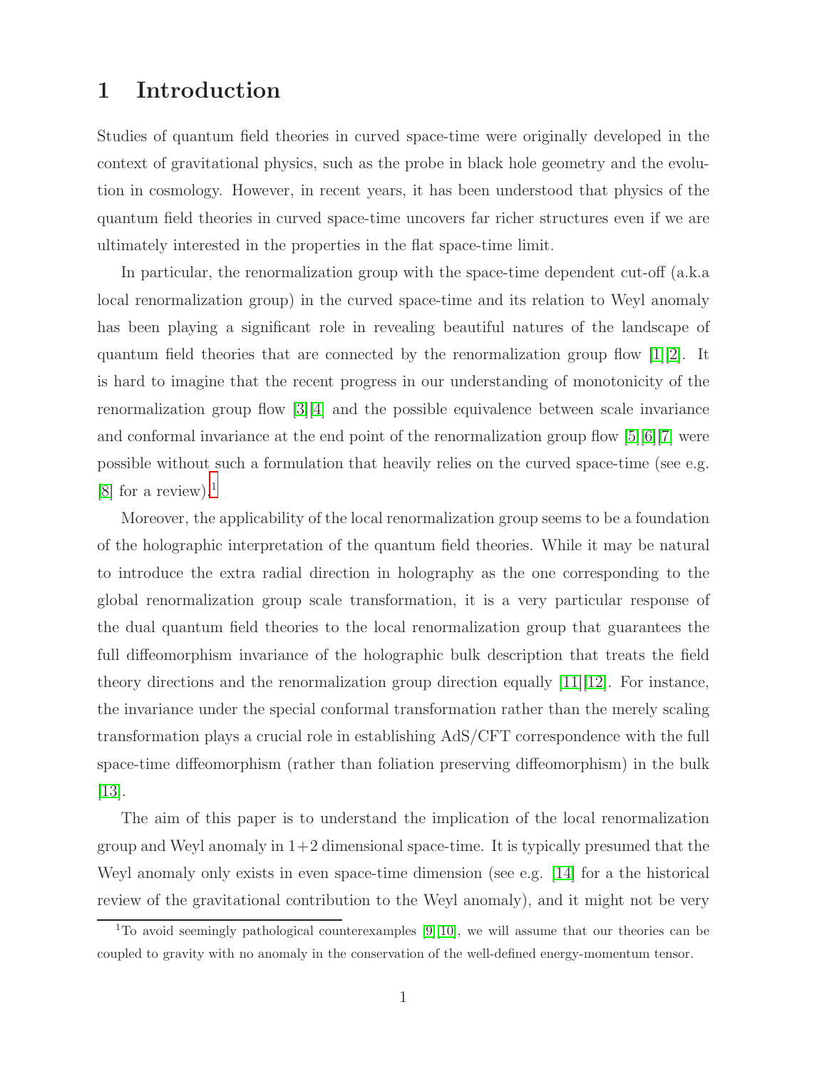# 1 Introduction

Studies of quantum field theories in curved space-time were originally developed in the context of gravitational physics, such as the probe in black hole geometry and the evolution in cosmology. However, in recent years, it has been understood that physics of the quantum field theories in curved space-time uncovers far richer structures even if we are ultimately interested in the properties in the flat space-time limit.

In particular, the renormalization group with the space-time dependent cut-off (a.k.a local renormalization group) in the curved space-time and its relation to Weyl anomaly has been playing a significant role in revealing beautiful natures of the landscape of quantum field theories that are connected by the renormalization group flow [1][2]. It is hard to imagine that the recent progress in our understanding of monotonicity of the renormalization group flow [3][4] and the possible equivalence between scale invariance and conformal invariance at the end point of the renormalization group flow [5][6][7] were possible without such a formulation that heavily relies on the curved space-time (see e.g. [8] for a review).[1]

Moreover, the applicability of the local renormalization group seems to be a foundation of the holographic interpretation of the quantum field theories. While it may be natural to introduce the extra radial direction in holography as the one corresponding to the global renormalization group scale transformation, it is a very particular response of the dual quantum field theories to the local renormalization group that guarantees the full diffeomorphism invariance of the holographic bulk description that treats the field theory directions and the renormalization group direction equally [11][12]. For instance, the invariance under the special conformal transformation rather than the merely scaling transformation plays a crucial role in establishing AdS/CFT correspondence with the full space-time diffeomorphism (rather than foliation preserving diffeomorphism) in the bulk [13].

The aim of this paper is to understand the implication of the local renormalization group and Weyl anomaly in 1+2 dimensional space-time. It is typically presumed that the Weyl anomaly only exists in even space-time dimension (see e.g. [14] for a the historical review of the gravitational contribution to the Weyl anomaly), and it might not be very

[1] To avoid seemingly pathological counterexamples [9][10], we will assume that our theories can be coupled to gravity with no anomaly in the conservation of the well-defined energy-momentum tensor.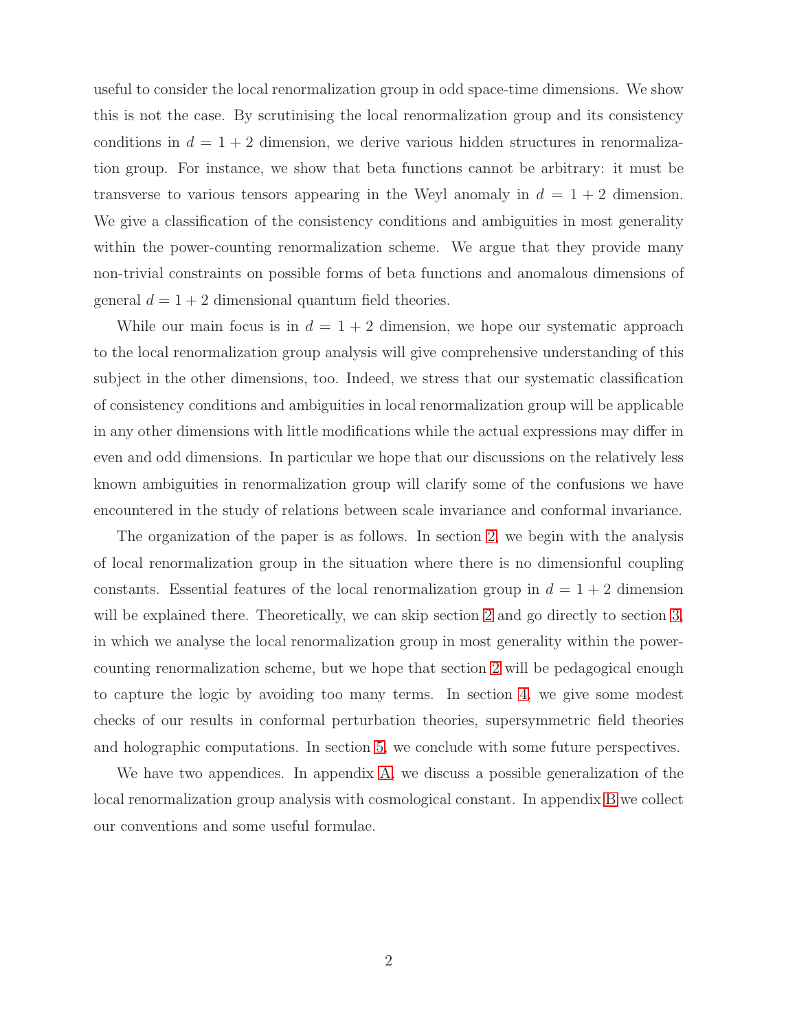useful to consider the local renormalization group in odd space-time dimensions. We show this is not the case. By scrutinising the local renormalization group and its consistency conditions in $d = 1 + 2$ dimension, we derive various hidden structures in renormalization group. For instance, we show that beta functions cannot be arbitrary: it must be transverse to various tensors appearing in the Weyl anomaly in $d = 1 + 2$ dimension. We give a classification of the consistency conditions and ambiguities in most generality within the power-counting renormalization scheme. We argue that they provide many non-trivial constraints on possible forms of beta functions and anomalous dimensions of general $d = 1 + 2$ dimensional quantum field theories.

While our main focus is in $d = 1 + 2$ dimension, we hope our systematic approach to the local renormalization group analysis will give comprehensive understanding of this subject in the other dimensions, too. Indeed, we stress that our systematic classification of consistency conditions and ambiguities in local renormalization group will be applicable in any other dimensions with little modifications while the actual expressions may differ in even and odd dimensions. In particular we hope that our discussions on the relatively less known ambiguities in renormalization group will clarify some of the confusions we have encountered in the study of relations between scale invariance and conformal invariance.

The organization of the paper is as follows. In section 2, we begin with the analysis of local renormalization group in the situation where there is no dimensionful coupling constants. Essential features of the local renormalization group in $d = 1 + 2$ dimension will be explained there. Theoretically, we can skip section 2 and go directly to section 3, in which we analyse the local renormalization group in most generality within the power-counting renormalization scheme, but we hope that section 2 will be pedagogical enough to capture the logic by avoiding too many terms. In section 4, we give some modest checks of our results in conformal perturbation theories, supersymmetric field theories and holographic computations. In section 5, we conclude with some future perspectives.

We have two appendices. In appendix A, we discuss a possible generalization of the local renormalization group analysis with cosmological constant. In appendix B we collect our conventions and some useful formulae.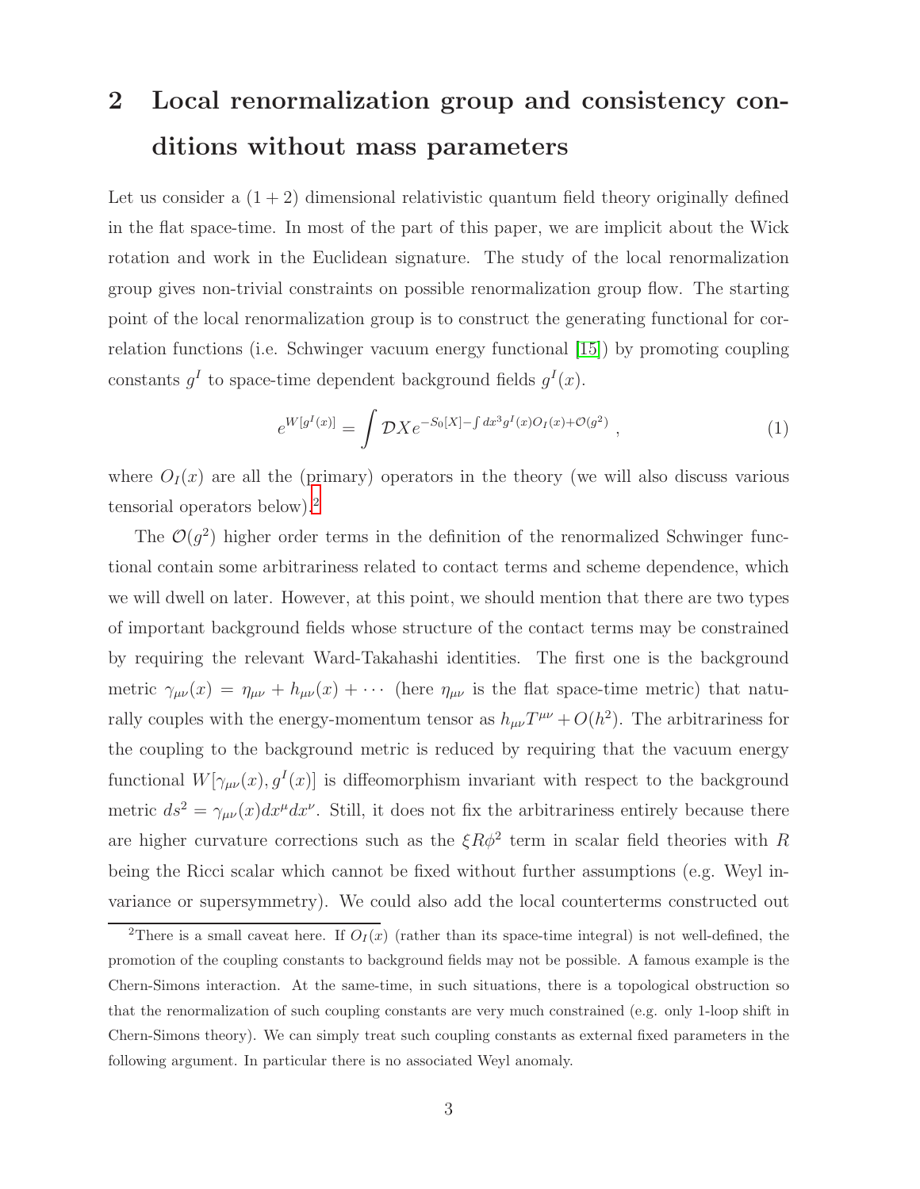## 2 Local renormalization group and consistency conditions without mass parameters

Let us consider a $(1+2)$ dimensional relativistic quantum field theory originally defined in the flat space-time. In most of the part of this paper, we are implicit about the Wick rotation and work in the Euclidean signature. The study of the local renormalization group gives non-trivial constraints on possible renormalization group flow. The starting point of the local renormalization group is to construct the generating functional for correlation functions (i.e. Schwinger vacuum energy functional [15]) by promoting coupling constants $g^I$ to space-time dependent background fields $g^I(x)$.

$$e^{W[g^I(x)]} = \int \mathcal{D}X e^{-S_0[X] - \int dx^3 g^I(x) O_I(x) + \mathcal{O}(g^2)} , \tag{1}$$

where $O_I(x)$ are all the (primary) operators in the theory (we will also discuss various tensorial operators below).[2]

The $\mathcal{O}(g^2)$ higher order terms in the definition of the renormalized Schwinger functional contain some arbitrariness related to contact terms and scheme dependence, which we will dwell on later. However, at this point, we should mention that there are two types of important background fields whose structure of the contact terms may be constrained by requiring the relevant Ward-Takahashi identities. The first one is the background metric $\gamma_{\mu\nu}(x) = \eta_{\mu\nu} + h_{\mu\nu}(x) + \cdots$ (here $\eta_{\mu\nu}$ is the flat space-time metric) that naturally couples with the energy-momentum tensor as $h_{\mu\nu}T^{\mu\nu} + O(h^2)$. The arbitrariness for the coupling to the background metric is reduced by requiring that the vacuum energy functional $W[\gamma_{\mu\nu}(x), g^I(x)]$ is diffeomorphism invariant with respect to the background metric $ds^2 = \gamma_{\mu\nu}(x)dx^\mu dx^\nu$. Still, it does not fix the arbitrariness entirely because there are higher curvature corrections such as the $\xi R\phi^2$ term in scalar field theories with $R$ being the Ricci scalar which cannot be fixed without further assumptions (e.g. Weyl invariance or supersymmetry). We could also add the local counterterms constructed out

[2] There is a small caveat here. If $O_I(x)$ (rather than its space-time integral) is not well-defined, the promotion of the coupling constants to background fields may not be possible. A famous example is the Chern-Simons interaction. At the same-time, in such situations, there is a topological obstruction so that the renormalization of such coupling constants are very much constrained (e.g. only 1-loop shift in Chern-Simons theory). We can simply treat such coupling constants as external fixed parameters in the following argument. In particular there is no associated Weyl anomaly.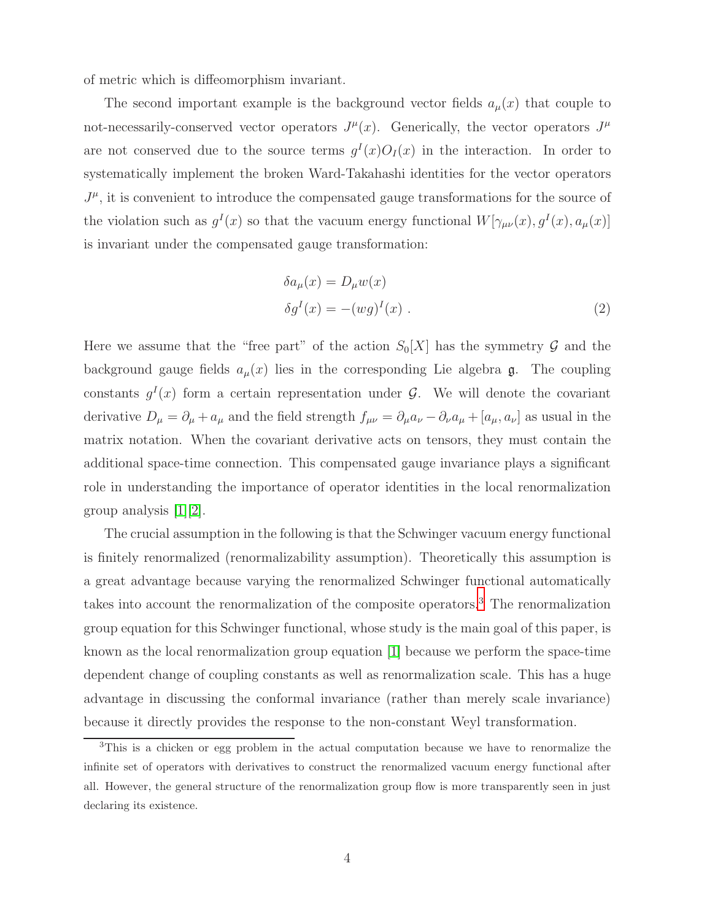of metric which is diffeomorphism invariant.

The second important example is the background vector fields $a_\mu(x)$ that couple to not-necessarily-conserved vector operators $J^\mu(x)$. Generically, the vector operators $J^\mu$ are not conserved due to the source terms $g^I(x)O_I(x)$ in the interaction. In order to systematically implement the broken Ward-Takahashi identities for the vector operators $J^\mu$, it is convenient to introduce the compensated gauge transformations for the source of the violation such as $g^I(x)$ so that the vacuum energy functional $W[\gamma_{\mu\nu}(x), g^I(x), a_\mu(x)]$ is invariant under the compensated gauge transformation:

$$
\begin{aligned}
\delta a_\mu(x) &= D_\mu w(x) \\
\delta g^I(x) &= -(wg)^I(x) \ .
\end{aligned} \tag{2}
$$

Here we assume that the "free part" of the action $S_0[X]$ has the symmetry $\mathcal{G}$ and the background gauge fields $a_\mu(x)$ lies in the corresponding Lie algebra $\mathfrak{g}$. The coupling constants $g^I(x)$ form a certain representation under $\mathcal{G}$. We will denote the covariant derivative $D_\mu = \partial_\mu + a_\mu$ and the field strength $f_{\mu\nu} = \partial_\mu a_\nu - \partial_\nu a_\mu + [a_\mu, a_\nu]$ as usual in the matrix notation. When the covariant derivative acts on tensors, they must contain the additional space-time connection. This compensated gauge invariance plays a significant role in understanding the importance of operator identities in the local renormalization group analysis [1][2].

The crucial assumption in the following is that the Schwinger vacuum energy functional is finitely renormalized (renormalizability assumption). Theoretically this assumption is a great advantage because varying the renormalized Schwinger functional automatically takes into account the renormalization of the composite operators.[3] The renormalization group equation for this Schwinger functional, whose study is the main goal of this paper, is known as the local renormalization group equation [1] because we perform the space-time dependent change of coupling constants as well as renormalization scale. This has a huge advantage in discussing the conformal invariance (rather than merely scale invariance) because it directly provides the response to the non-constant Weyl transformation.

[3] This is a chicken or egg problem in the actual computation because we have to renormalize the infinite set of operators with derivatives to construct the renormalized vacuum energy functional after all. However, the general structure of the renormalization group flow is more transparently seen in just declaring its existence.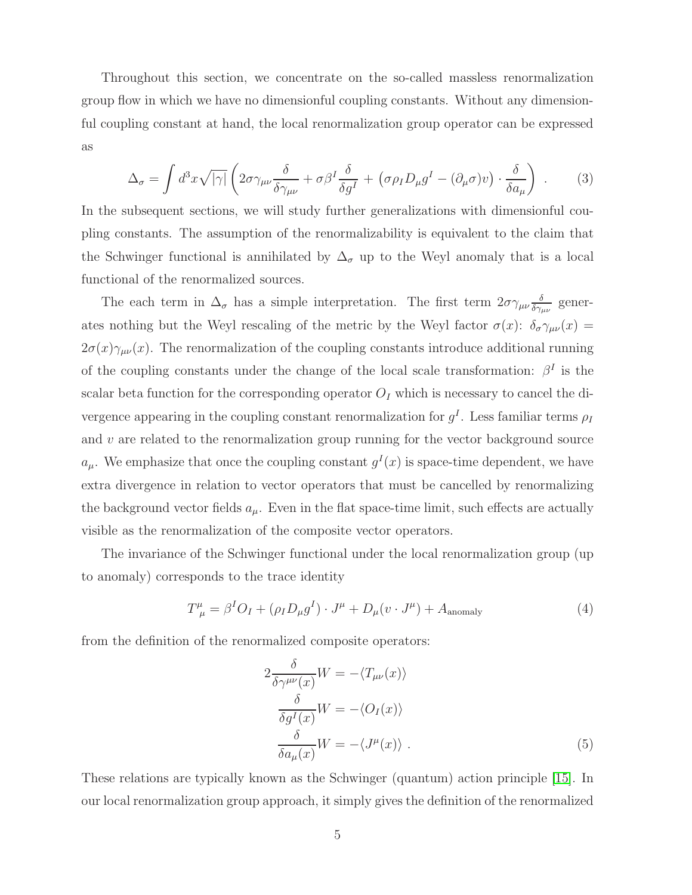Throughout this section, we concentrate on the so-called massless renormalization group flow in which we have no dimensionful coupling constants. Without any dimensionful coupling constant at hand, the local renormalization group operator can be expressed as

$$\Delta_\sigma = \int d^3x \sqrt{|\gamma|} \left( 2\sigma \gamma_{\mu\nu} \frac{\delta}{\delta \gamma_{\mu\nu}} + \sigma \beta^I \frac{\delta}{\delta g^I} + \left( \sigma \rho_I D_\mu g^I - (\partial_\mu \sigma) v \right) \cdot \frac{\delta}{\delta a_\mu} \right) . \tag{3}$$

In the subsequent sections, we will study further generalizations with dimensionful coupling constants. The assumption of the renormalizability is equivalent to the claim that the Schwinger functional is annihilated by $\Delta_\sigma$ up to the Weyl anomaly that is a local functional of the renormalized sources.

The each term in $\Delta_\sigma$ has a simple interpretation. The first term $2\sigma\gamma_{\mu\nu}\frac{\delta}{\delta\gamma_{\mu\nu}}$ generates nothing but the Weyl rescaling of the metric by the Weyl factor $\sigma(x)$: $\delta_\sigma \gamma_{\mu\nu}(x) = 2\sigma(x)\gamma_{\mu\nu}(x)$. The renormalization of the coupling constants introduce additional running of the coupling constants under the change of the local scale transformation: $\beta^I$ is the scalar beta function for the corresponding operator $O_I$ which is necessary to cancel the divergence appearing in the coupling constant renormalization for $g^I$. Less familiar terms $\rho_I$ and $v$ are related to the renormalization group running for the vector background source $a_\mu$. We emphasize that once the coupling constant $g^I(x)$ is space-time dependent, we have extra divergence in relation to vector operators that must be cancelled by renormalizing the background vector fields $a_\mu$. Even in the flat space-time limit, such effects are actually visible as the renormalization of the composite vector operators.

The invariance of the Schwinger functional under the local renormalization group (up to anomaly) corresponds to the trace identity

$$T^\mu_{\ \mu} = \beta^I O_I + (\rho_I D_\mu g^I) \cdot J^\mu + D_\mu (v \cdot J^\mu) + A_{\text{anomaly}} \tag{4}$$

from the definition of the renormalized composite operators:

$$\begin{aligned} 2\frac{\delta}{\delta \gamma^{\mu\nu}(x)} W &= -\langle T_{\mu\nu}(x) \rangle \\ \frac{\delta}{\delta g^I(x)} W &= -\langle O_I(x) \rangle \\ \frac{\delta}{\delta a_\mu(x)} W &= -\langle J^\mu(x) \rangle \ . \end{aligned} \tag{5}$$

These relations are typically known as the Schwinger (quantum) action principle [15]. In our local renormalization group approach, it simply gives the definition of the renormalized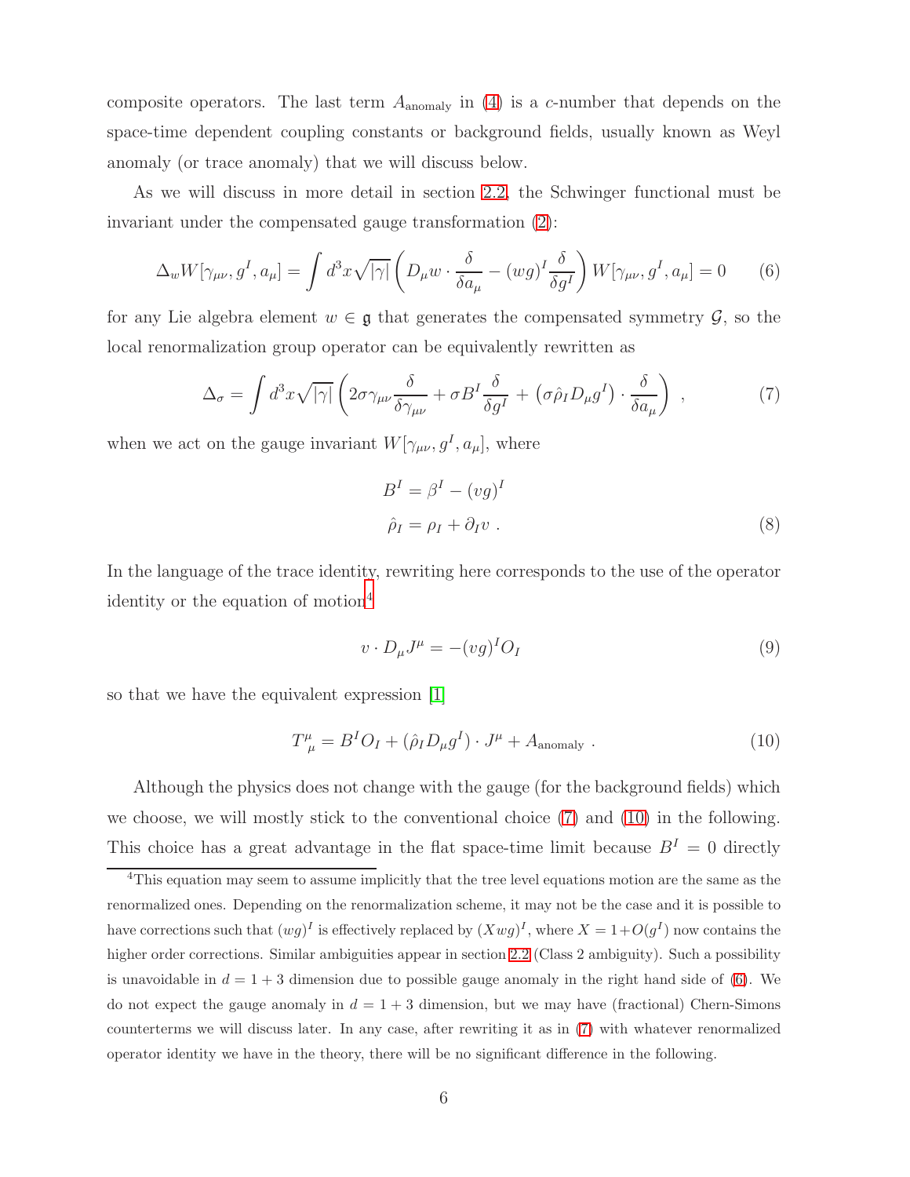composite operators. The last term $A_{\rm anomaly}$ in (4) is a $c$-number that depends on the space-time dependent coupling constants or background fields, usually known as Weyl anomaly (or trace anomaly) that we will discuss below.

As we will discuss in more detail in section 2.2, the Schwinger functional must be invariant under the compensated gauge transformation (2):

$$\Delta_w W[\gamma_{\mu\nu}, g^I, a_\mu] = \int d^3x \sqrt{|\gamma|} \left( D_\mu w \cdot \frac{\delta}{\delta a_\mu} - (wg)^I \frac{\delta}{\delta g^I} \right) W[\gamma_{\mu\nu}, g^I, a_\mu] = 0 \tag{6}$$

for any Lie algebra element $w \in \mathfrak{g}$ that generates the compensated symmetry $\mathcal{G}$, so the local renormalization group operator can be equivalently rewritten as

$$\Delta_\sigma = \int d^3x \sqrt{|\gamma|} \left( 2\sigma \gamma_{\mu\nu} \frac{\delta}{\delta \gamma_{\mu\nu}} + \sigma B^I \frac{\delta}{\delta g^I} + \left( \sigma \hat{\rho}_I D_\mu g^I \right) \cdot \frac{\delta}{\delta a_\mu} \right) , \tag{7}$$

when we act on the gauge invariant $W[\gamma_{\mu\nu}, g^I, a_\mu]$, where

$$\begin{aligned} B^I &= \beta^I - (vg)^I \\ \hat{\rho}_I &= \rho_I + \partial_I v \ . \end{aligned} \tag{8}$$

In the language of the trace identity, rewriting here corresponds to the use of the operator identity or the equation of motion[4]

$$v \cdot D_\mu J^\mu = -(vg)^I O_I \tag{9}$$

so that we have the equivalent expression [1]

$$T^\mu_{\ \mu} = B^I O_I + (\hat{\rho}_I D_\mu g^I) \cdot J^\mu + A_{\rm anomaly} \ . \tag{10}$$

Although the physics does not change with the gauge (for the background fields) which we choose, we will mostly stick to the conventional choice (7) and (10) in the following. This choice has a great advantage in the flat space-time limit because $B^I = 0$ directly

[4]This equation may seem to assume implicitly that the tree level equations motion are the same as the renormalized ones. Depending on the renormalization scheme, it may not be the case and it is possible to have corrections such that $(wg)^I$ is effectively replaced by $(Xwg)^I$, where $X = 1 + O(g^I)$ now contains the higher order corrections. Similar ambiguities appear in section 2.2 (Class 2 ambiguity). Such a possibility is unavoidable in $d = 1+3$ dimension due to possible gauge anomaly in the right hand side of (6). We do not expect the gauge anomaly in $d = 1+3$ dimension, but we may have (fractional) Chern-Simons counterterms we will discuss later. In any case, after rewriting it as in (7) with whatever renormalized operator identity we have in the theory, there will be no significant difference in the following.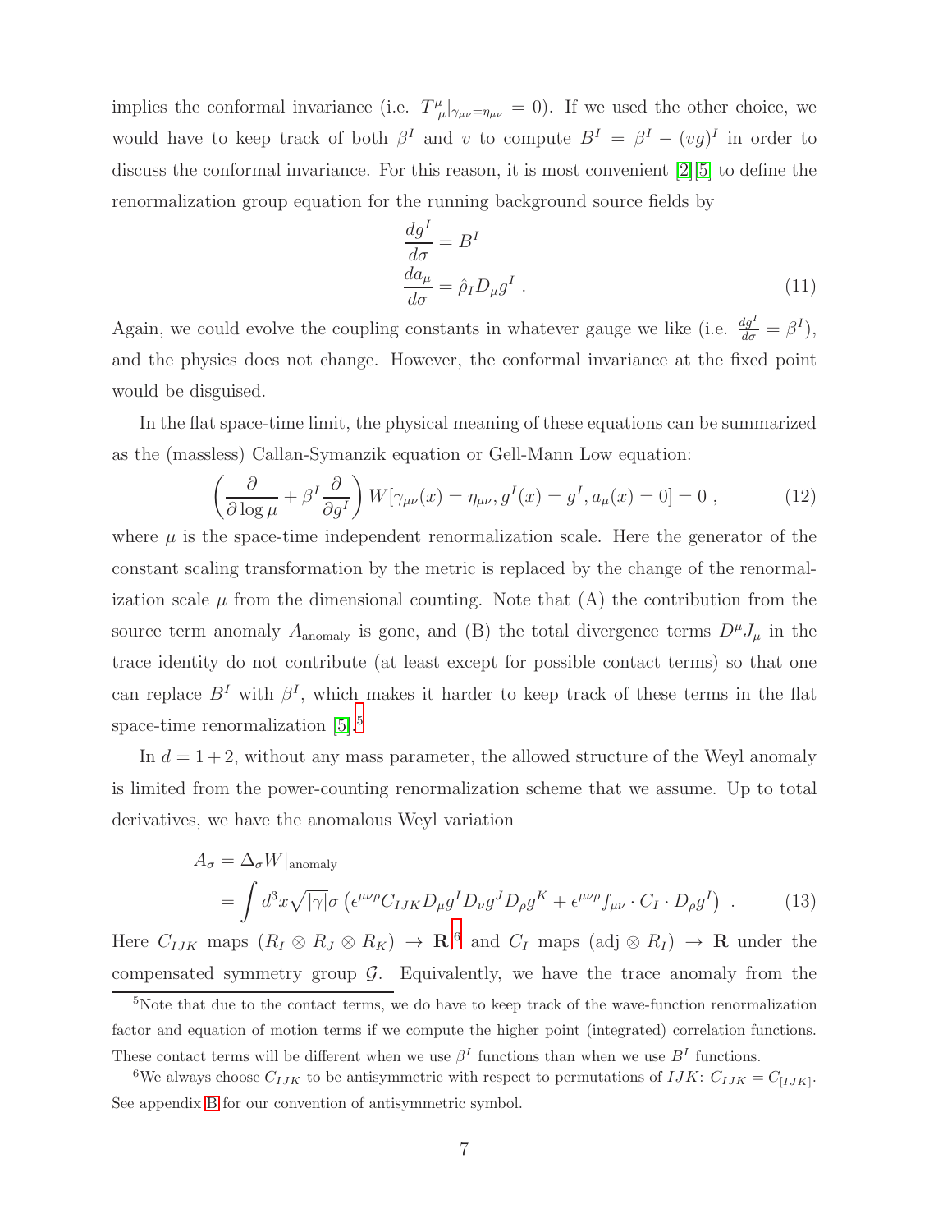implies the conformal invariance (i.e. $T^\mu_{\ \mu}|_{\gamma_{\mu\nu}=\eta_{\mu\nu}} = 0$). If we used the other choice, we would have to keep track of both $\beta^I$ and $v$ to compute $B^I = \beta^I - (vg)^I$ in order to discuss the conformal invariance. For this reason, it is most convenient [2][5] to define the renormalization group equation for the running background source fields by

$$
\begin{aligned}
\frac{dg^I}{d\sigma} &= B^I \\
\frac{da_\mu}{d\sigma} &= \hat{\rho}_I D_\mu g^I \ .
\end{aligned} \tag{11}
$$

Again, we could evolve the coupling constants in whatever gauge we like (i.e. $\frac{dg^I}{d\sigma} = \beta^I$), and the physics does not change. However, the conformal invariance at the fixed point would be disguised.

In the flat space-time limit, the physical meaning of these equations can be summarized as the (massless) Callan-Symanzik equation or Gell-Mann Low equation:

$$
\left(\frac{\partial}{\partial \log \mu} + \beta^I \frac{\partial}{\partial g^I}\right) W[\gamma_{\mu\nu}(x) = \eta_{\mu\nu}, g^I(x) = g^I, a_\mu(x) = 0] = 0 \ , \tag{12}
$$

where $\mu$ is the space-time independent renormalization scale. Here the generator of the constant scaling transformation by the metric is replaced by the change of the renormalization scale $\mu$ from the dimensional counting. Note that (A) the contribution from the source term anomaly $A_{\text{anomaly}}$ is gone, and (B) the total divergence terms $D^\mu J_\mu$ in the trace identity do not contribute (at least except for possible contact terms) so that one can replace $B^I$ with $\beta^I$, which makes it harder to keep track of these terms in the flat space-time renormalization [5].[5]

In $d = 1+2$, without any mass parameter, the allowed structure of the Weyl anomaly is limited from the power-counting renormalization scheme that we assume. Up to total derivatives, we have the anomalous Weyl variation

$$
\begin{aligned}
A_\sigma &= \Delta_\sigma W|_{\text{anomaly}} \\
&= \int d^3x \sqrt{|\gamma|}\sigma \left(\epsilon^{\mu\nu\rho} C_{IJK} D_\mu g^I D_\nu g^J D_\rho g^K + \epsilon^{\mu\nu\rho} f_{\mu\nu} \cdot C_I \cdot D_\rho g^I\right) \ .
\end{aligned} \tag{13}
$$

Here $C_{IJK}$ maps $(R_I \otimes R_J \otimes R_K) \to \mathbf{R}$,[6] and $C_I$ maps $(\text{adj} \otimes R_I) \to \mathbf{R}$ under the compensated symmetry group $\mathcal{G}$. Equivalently, we have the trace anomaly from the

---

[5] Note that due to the contact terms, we do have to keep track of the wave-function renormalization factor and equation of motion terms if we compute the higher point (integrated) correlation functions. These contact terms will be different when we use $\beta^I$ functions than when we use $B^I$ functions.

[6] We always choose $C_{IJK}$ to be antisymmetric with respect to permutations of $IJK$: $C_{IJK} = C_{[IJK]}$. See appendix B for our convention of antisymmetric symbol.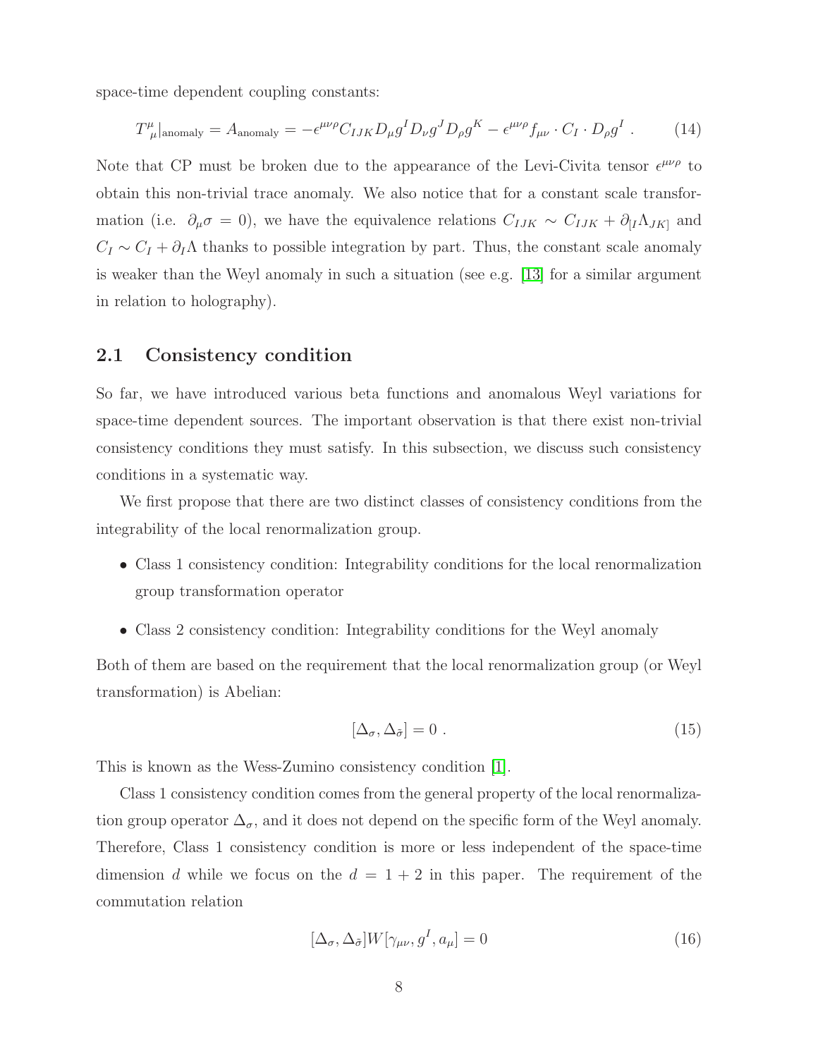space-time dependent coupling constants:

$$
T^{\mu}_{\ \mu}|_{\text{anomaly}} = A_{\text{anomaly}} = -\epsilon^{\mu\nu\rho} C_{IJK} D_\mu g^I D_\nu g^J D_\rho g^K - \epsilon^{\mu\nu\rho} f_{\mu\nu} \cdot C_I \cdot D_\rho g^I \ . \tag{14}
$$

Note that CP must be broken due to the appearance of the Levi-Civita tensor $\epsilon^{\mu\nu\rho}$ to obtain this non-trivial trace anomaly. We also notice that for a constant scale transformation (i.e. $\partial_\mu \sigma = 0$), we have the equivalence relations $C_{IJK} \sim C_{IJK} + \partial_{[I}\Lambda_{JK]}$ and $C_I \sim C_I + \partial_I \Lambda$ thanks to possible integration by part. Thus, the constant scale anomaly is weaker than the Weyl anomaly in such a situation (see e.g. [13] for a similar argument in relation to holography).

## 2.1 Consistency condition

So far, we have introduced various beta functions and anomalous Weyl variations for space-time dependent sources. The important observation is that there exist non-trivial consistency conditions they must satisfy. In this subsection, we discuss such consistency conditions in a systematic way.

We first propose that there are two distinct classes of consistency conditions from the integrability of the local renormalization group.

- Class 1 consistency condition: Integrability conditions for the local renormalization group transformation operator
- Class 2 consistency condition: Integrability conditions for the Weyl anomaly

Both of them are based on the requirement that the local renormalization group (or Weyl transformation) is Abelian:

$$
[\Delta_\sigma, \Delta_{\tilde{\sigma}}] = 0 \ . \tag{15}
$$

This is known as the Wess-Zumino consistency condition [1].

Class 1 consistency condition comes from the general property of the local renormalization group operator $\Delta_\sigma$, and it does not depend on the specific form of the Weyl anomaly. Therefore, Class 1 consistency condition is more or less independent of the space-time dimension $d$ while we focus on the $d = 1 + 2$ in this paper. The requirement of the commutation relation

$$
[\Delta_\sigma, \Delta_{\tilde{\sigma}}] W[\gamma_{\mu\nu}, g^I, a_\mu] = 0 \tag{16}
$$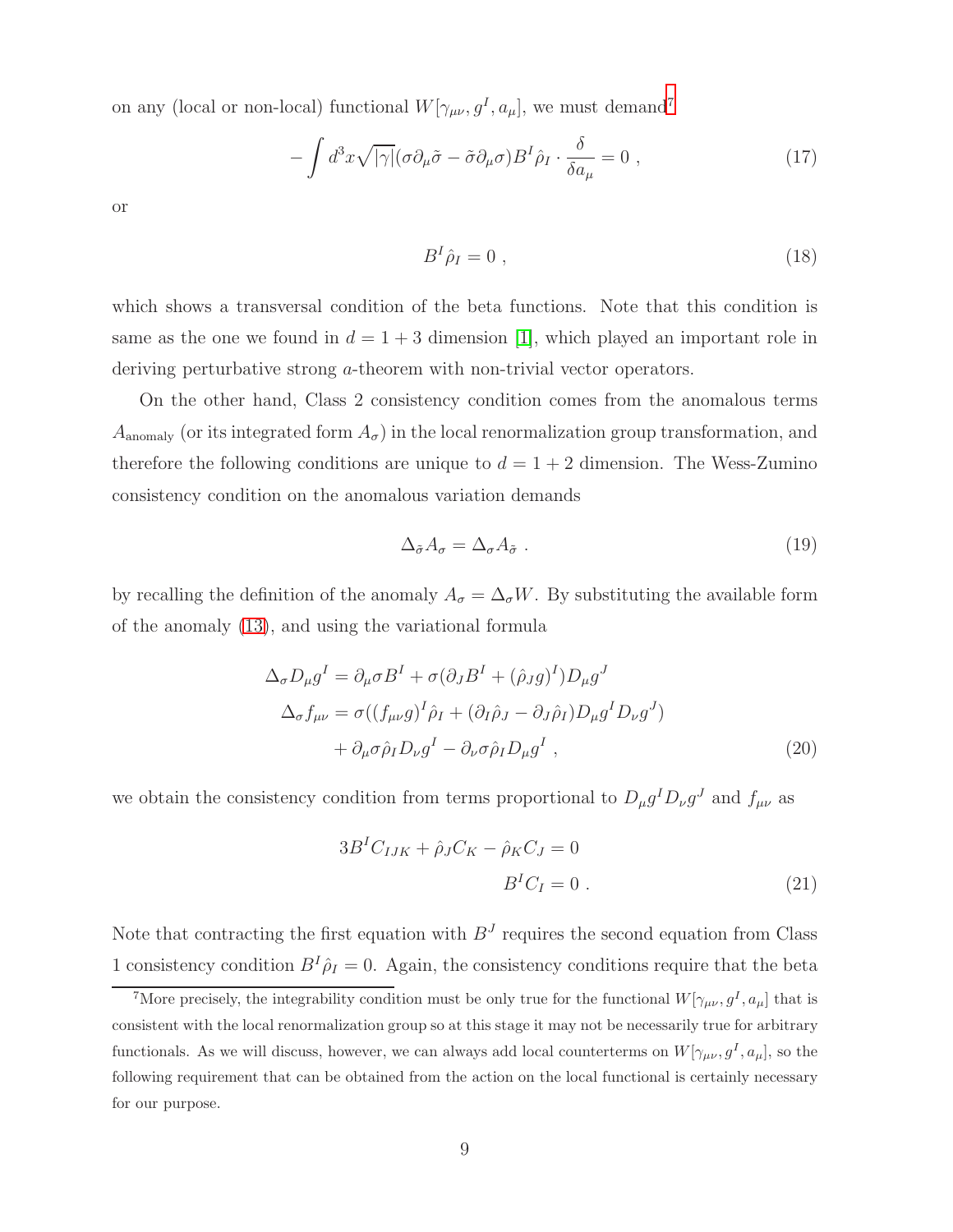on any (local or non-local) functional $W[\gamma_{\mu\nu}, g^I, a_\mu]$, we must demand[7]

$$
-\int d^3x \sqrt{|\gamma|}(\sigma\partial_\mu\tilde{\sigma} - \tilde{\sigma}\partial_\mu\sigma)B^I\hat{\rho}_I \cdot \frac{\delta}{\delta a_\mu} = 0 \ , \tag{17}
$$

or

$$
B^I\hat{\rho}_I = 0 \ , \tag{18}
$$

which shows a transversal condition of the beta functions. Note that this condition is same as the one we found in $d = 1+3$ dimension [1], which played an important role in deriving perturbative strong $a$-theorem with non-trivial vector operators.

On the other hand, Class 2 consistency condition comes from the anomalous terms $A_{\text{anomaly}}$ (or its integrated form $A_\sigma$) in the local renormalization group transformation, and therefore the following conditions are unique to $d = 1+2$ dimension. The Wess-Zumino consistency condition on the anomalous variation demands

$$
\Delta_{\tilde{\sigma}} A_\sigma = \Delta_\sigma A_{\tilde{\sigma}} \ . \tag{19}
$$

by recalling the definition of the anomaly $A_\sigma = \Delta_\sigma W$. By substituting the available form of the anomaly (13), and using the variational formula

$$
\begin{aligned}
\Delta_\sigma D_\mu g^I &= \partial_\mu \sigma B^I + \sigma(\partial_J B^I + (\hat{\rho}_J g)^I) D_\mu g^J \\
\Delta_\sigma f_{\mu\nu} &= \sigma((f_{\mu\nu} g)^I \hat{\rho}_I + (\partial_I \hat{\rho}_J - \partial_J \hat{\rho}_I) D_\mu g^I D_\nu g^J) \\
&\quad + \partial_\mu \sigma \hat{\rho}_I D_\nu g^I - \partial_\nu \sigma \hat{\rho}_I D_\mu g^I \ ,
\end{aligned} \tag{20}
$$

we obtain the consistency condition from terms proportional to $D_\mu g^I D_\nu g^J$ and $f_{\mu\nu}$ as

$$
\begin{aligned}
3B^I C_{IJK} + \hat{\rho}_J C_K - \hat{\rho}_K C_J &= 0 \\
B^I C_I &= 0 \ .
\end{aligned} \tag{21}
$$

Note that contracting the first equation with $B^J$ requires the second equation from Class 1 consistency condition $B^I\hat{\rho}_I = 0$. Again, the consistency conditions require that the beta

[7] More precisely, the integrability condition must be only true for the functional $W[\gamma_{\mu\nu}, g^I, a_\mu]$ that is consistent with the local renormalization group so at this stage it may not be necessarily true for arbitrary functionals. As we will discuss, however, we can always add local counterterms on $W[\gamma_{\mu\nu}, g^I, a_\mu]$, so the following requirement that can be obtained from the action on the local functional is certainly necessary for our purpose.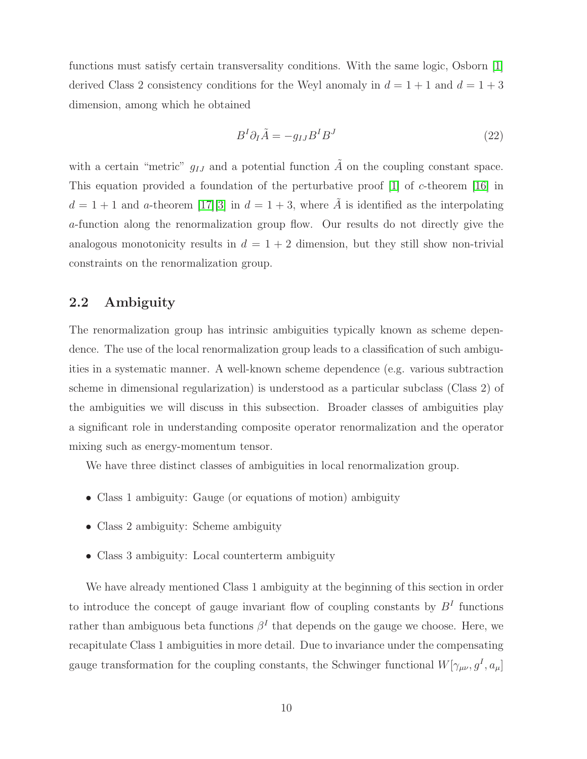functions must satisfy certain transversality conditions. With the same logic, Osborn [1] derived Class 2 consistency conditions for the Weyl anomaly in $d = 1+1$ and $d = 1+3$ dimension, among which he obtained

$$B^I \partial_I \tilde{A} = -g_{IJ} B^I B^J \tag{22}$$

with a certain "metric" $g_{IJ}$ and a potential function $\tilde{A}$ on the coupling constant space. This equation provided a foundation of the perturbative proof [1] of $c$-theorem [16] in $d = 1+1$ and $a$-theorem [17][3] in $d = 1+3$, where $\tilde{A}$ is identified as the interpolating $a$-function along the renormalization group flow. Our results do not directly give the analogous monotonicity results in $d = 1+2$ dimension, but they still show non-trivial constraints on the renormalization group.

## 2.2 Ambiguity

The renormalization group has intrinsic ambiguities typically known as scheme dependence. The use of the local renormalization group leads to a classification of such ambiguities in a systematic manner. A well-known scheme dependence (e.g. various subtraction scheme in dimensional regularization) is understood as a particular subclass (Class 2) of the ambiguities we will discuss in this subsection. Broader classes of ambiguities play a significant role in understanding composite operator renormalization and the operator mixing such as energy-momentum tensor.

We have three distinct classes of ambiguities in local renormalization group.

- Class 1 ambiguity: Gauge (or equations of motion) ambiguity
- Class 2 ambiguity: Scheme ambiguity
- Class 3 ambiguity: Local counterterm ambiguity

We have already mentioned Class 1 ambiguity at the beginning of this section in order to introduce the concept of gauge invariant flow of coupling constants by $B^I$ functions rather than ambiguous beta functions $\beta^I$ that depends on the gauge we choose. Here, we recapitulate Class 1 ambiguities in more detail. Due to invariance under the compensating gauge transformation for the coupling constants, the Schwinger functional $W[\gamma_{\mu\nu}, g^I, a_\mu]$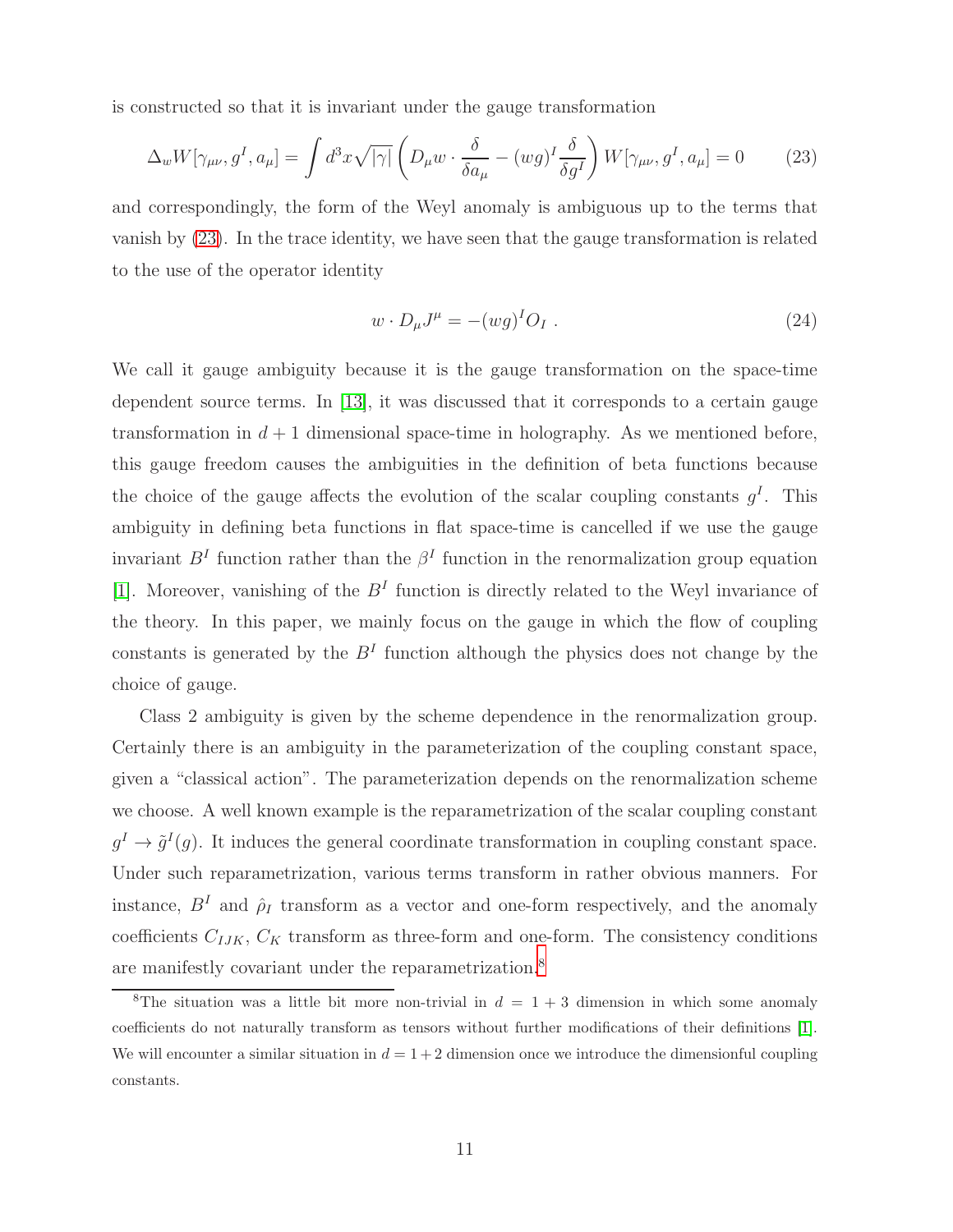is constructed so that it is invariant under the gauge transformation

$$\Delta_w W[\gamma_{\mu\nu}, g^I, a_\mu] = \int d^3x \sqrt{|\gamma|} \left( D_\mu w \cdot \frac{\delta}{\delta a_\mu} - (wg)^I \frac{\delta}{\delta g^I} \right) W[\gamma_{\mu\nu}, g^I, a_\mu] = 0 \tag{23}$$

and correspondingly, the form of the Weyl anomaly is ambiguous up to the terms that vanish by (23). In the trace identity, we have seen that the gauge transformation is related to the use of the operator identity

$$w \cdot D_\mu J^\mu = -(wg)^I O_I \ . \tag{24}$$

We call it gauge ambiguity because it is the gauge transformation on the space-time dependent source terms. In [13], it was discussed that it corresponds to a certain gauge transformation in $d+1$ dimensional space-time in holography. As we mentioned before, this gauge freedom causes the ambiguities in the definition of beta functions because the choice of the gauge affects the evolution of the scalar coupling constants $g^I$. This ambiguity in defining beta functions in flat space-time is cancelled if we use the gauge invariant $B^I$ function rather than the $\beta^I$ function in the renormalization group equation [1]. Moreover, vanishing of the $B^I$ function is directly related to the Weyl invariance of the theory. In this paper, we mainly focus on the gauge in which the flow of coupling constants is generated by the $B^I$ function although the physics does not change by the choice of gauge.

Class 2 ambiguity is given by the scheme dependence in the renormalization group. Certainly there is an ambiguity in the parameterization of the coupling constant space, given a "classical action". The parameterization depends on the renormalization scheme we choose. A well known example is the reparametrization of the scalar coupling constant $g^I \to \tilde{g}^I(g)$. It induces the general coordinate transformation in coupling constant space. Under such reparametrization, various terms transform in rather obvious manners. For instance, $B^I$ and $\hat{\rho}_I$ transform as a vector and one-form respectively, and the anomaly coefficients $C_{IJK}$, $C_K$ transform as three-form and one-form. The consistency conditions are manifestly covariant under the reparametrization.[8]

[8] The situation was a little bit more non-trivial in $d = 1+3$ dimension in which some anomaly coefficients do not naturally transform as tensors without further modifications of their definitions [1]. We will encounter a similar situation in $d = 1+2$ dimension once we introduce the dimensionful coupling constants.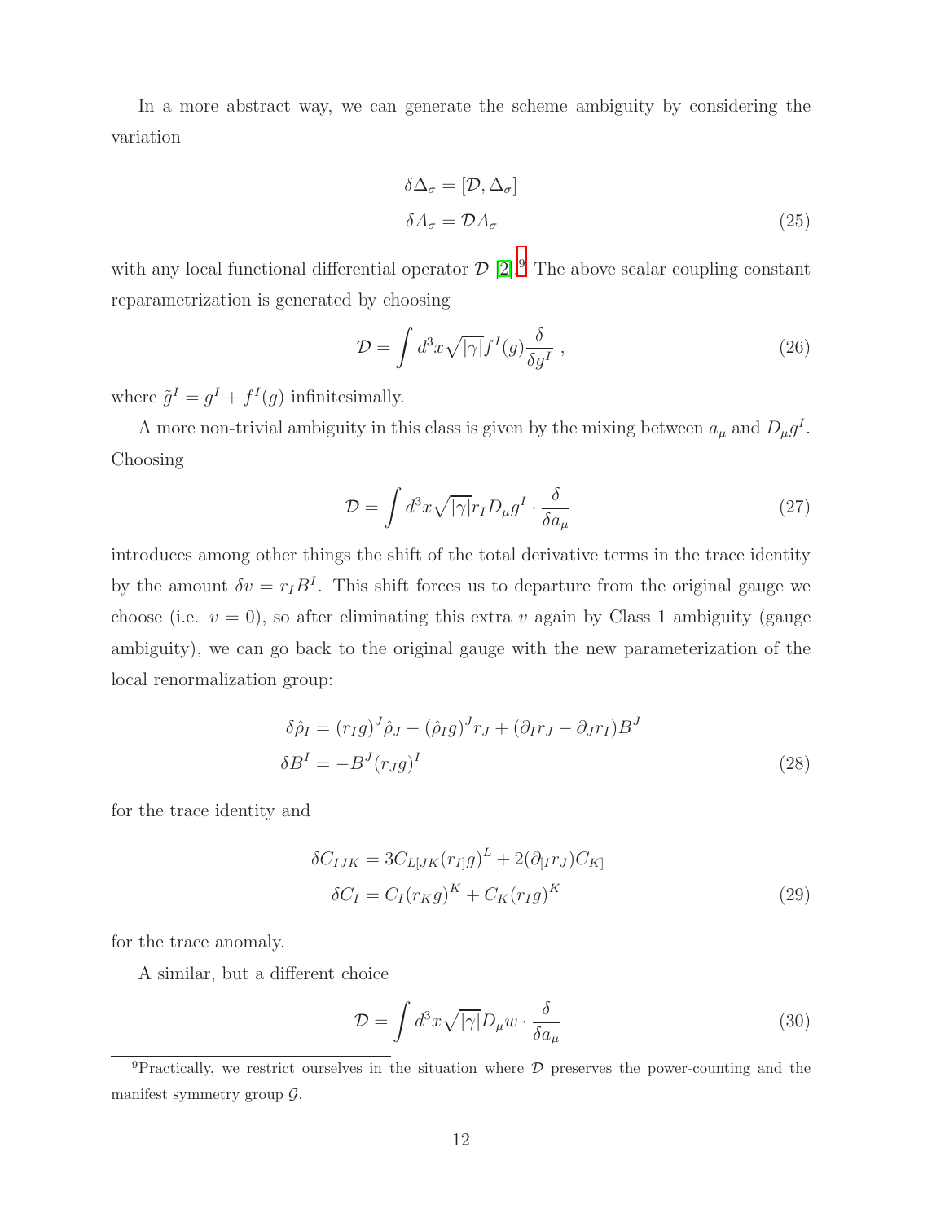In a more abstract way, we can generate the scheme ambiguity by considering the variation

$$
\begin{aligned}
\delta \Delta_\sigma &= [\mathcal{D}, \Delta_\sigma] \\
\delta A_\sigma &= \mathcal{D} A_\sigma
\end{aligned} \tag{25}
$$

with any local functional differential operator $\mathcal{D}$ [2].[9] The above scalar coupling constant reparametrization is generated by choosing

$$
\mathcal{D} = \int d^3x \sqrt{|\gamma|} f^I(g) \frac{\delta}{\delta g^I} \ , \tag{26}
$$

where $\tilde{g}^I = g^I + f^I(g)$ infinitesimally.

A more non-trivial ambiguity in this class is given by the mixing between $a_\mu$ and $D_\mu g^I$. Choosing

$$
\mathcal{D} = \int d^3x \sqrt{|\gamma|} r_I D_\mu g^I \cdot \frac{\delta}{\delta a_\mu} \tag{27}
$$

introduces among other things the shift of the total derivative terms in the trace identity by the amount $\delta v = r_I B^I$. This shift forces us to departure from the original gauge we choose (i.e. $v = 0$), so after eliminating this extra $v$ again by Class 1 ambiguity (gauge ambiguity), we can go back to the original gauge with the new parameterization of the local renormalization group:

$$
\begin{aligned}
\delta \hat{\rho}_I &= (r_I g)^J \hat{\rho}_J - (\hat{\rho}_I g)^J r_J + (\partial_I r_J - \partial_J r_I) B^J \\
\delta B^I &= -B^J (r_J g)^I
\end{aligned} \tag{28}
$$

for the trace identity and

$$
\begin{aligned}
\delta C_{IJK} &= 3 C_{L[JK}(r_{I]} g)^L + 2(\partial_{[I} r_J) C_{K]} \\
\delta C_I &= C_I (r_K g)^K + C_K (r_I g)^K
\end{aligned} \tag{29}
$$

for the trace anomaly.

A similar, but a different choice

$$
\mathcal{D} = \int d^3x \sqrt{|\gamma|} D_\mu w \cdot \frac{\delta}{\delta a_\mu} \tag{30}
$$

[9] Practically, we restrict ourselves in the situation where $\mathcal{D}$ preserves the power-counting and the manifest symmetry group $\mathcal{G}$.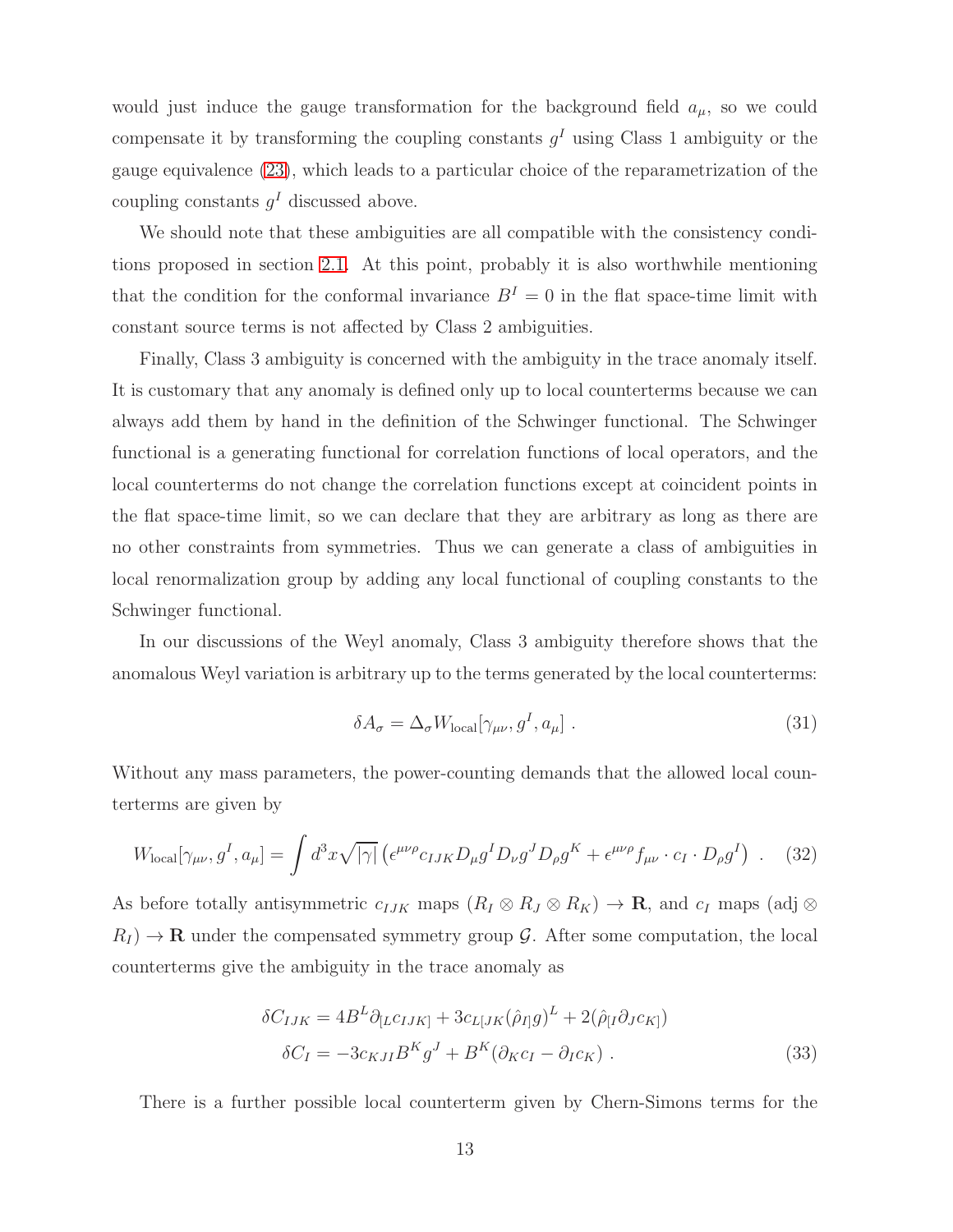would just induce the gauge transformation for the background field $a_\mu$, so we could compensate it by transforming the coupling constants $g^I$ using Class 1 ambiguity or the gauge equivalence (23), which leads to a particular choice of the reparametrization of the coupling constants $g^I$ discussed above.

We should note that these ambiguities are all compatible with the consistency conditions proposed in section 2.1. At this point, probably it is also worthwhile mentioning that the condition for the conformal invariance $B^I = 0$ in the flat space-time limit with constant source terms is not affected by Class 2 ambiguities.

Finally, Class 3 ambiguity is concerned with the ambiguity in the trace anomaly itself. It is customary that any anomaly is defined only up to local counterterms because we can always add them by hand in the definition of the Schwinger functional. The Schwinger functional is a generating functional for correlation functions of local operators, and the local counterterms do not change the correlation functions except at coincident points in the flat space-time limit, so we can declare that they are arbitrary as long as there are no other constraints from symmetries. Thus we can generate a class of ambiguities in local renormalization group by adding any local functional of coupling constants to the Schwinger functional.

In our discussions of the Weyl anomaly, Class 3 ambiguity therefore shows that the anomalous Weyl variation is arbitrary up to the terms generated by the local counterterms:

$$\delta A_\sigma = \Delta_\sigma W_{\text{local}}[\gamma_{\mu\nu}, g^I, a_\mu] \ . \tag{31}$$

Without any mass parameters, the power-counting demands that the allowed local counterterms are given by

$$W_{\text{local}}[\gamma_{\mu\nu}, g^I, a_\mu] = \int d^3x \sqrt{|\gamma|} \left( \epsilon^{\mu\nu\rho} c_{IJK} D_\mu g^I D_\nu g^J D_\rho g^K + \epsilon^{\mu\nu\rho} f_{\mu\nu} \cdot c_I \cdot D_\rho g^I \right) \ . \tag{32}$$

As before totally antisymmetric $c_{IJK}$ maps $(R_I \otimes R_J \otimes R_K) \to \mathbf{R}$, and $c_I$ maps $(\text{adj} \otimes R_I) \to \mathbf{R}$ under the compensated symmetry group $\mathcal{G}$. After some computation, the local counterterms give the ambiguity in the trace anomaly as

$$\begin{aligned}
\delta C_{IJK} &= 4B^L \partial_{[L} c_{IJK]} + 3c_{L[JK}(\hat{\rho}_{I]} g)^L + 2(\hat{\rho}_{[I} \partial_J c_{K]}) \\
\delta C_I &= -3c_{KJI} B^K g^J + B^K(\partial_K c_I - \partial_I c_K) \ .
\end{aligned} \tag{33}$$

There is a further possible local counterterm given by Chern-Simons terms for the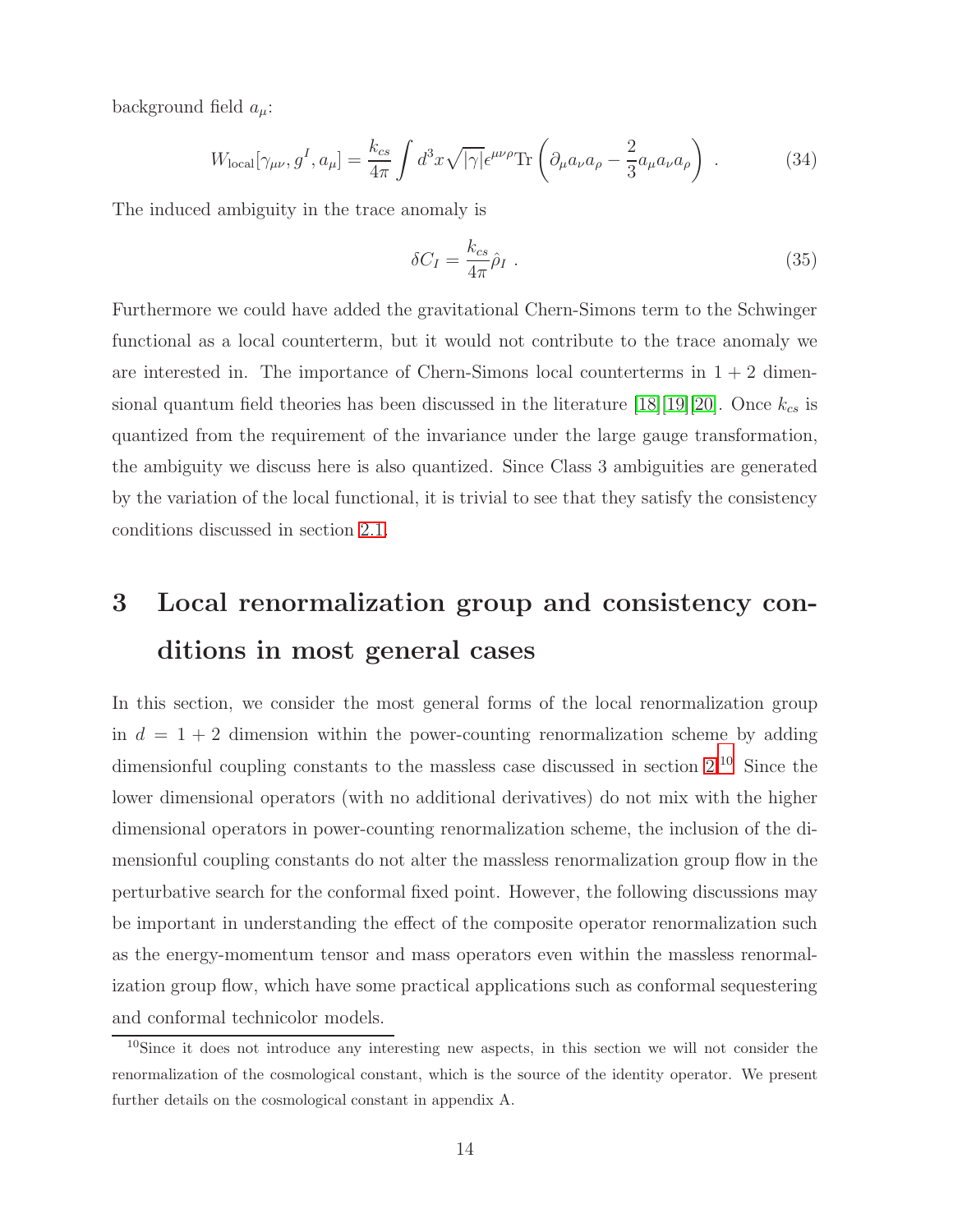background field $a_\mu$:

$$
W_{\rm local}[\gamma_{\mu\nu}, g^I, a_\mu] = \frac{k_{cs}}{4\pi}\int d^3x \sqrt{|\gamma|}\epsilon^{\mu\nu\rho}\mathrm{Tr}\left(\partial_\mu a_\nu a_\rho - \frac{2}{3}a_\mu a_\nu a_\rho\right) \ . \tag{34}
$$

The induced ambiguity in the trace anomaly is

$$
\delta C_I = \frac{k_{cs}}{4\pi}\hat{\rho}_I \ . \tag{35}
$$

Furthermore we could have added the gravitational Chern-Simons term to the Schwinger functional as a local counterterm, but it would not contribute to the trace anomaly we are interested in. The importance of Chern-Simons local counterterms in $1+2$ dimensional quantum field theories has been discussed in the literature [18][19][20]. Once $k_{cs}$ is quantized from the requirement of the invariance under the large gauge transformation, the ambiguity we discuss here is also quantized. Since Class 3 ambiguities are generated by the variation of the local functional, it is trivial to see that they satisfy the consistency conditions discussed in section 2.1.

# 3 Local renormalization group and consistency conditions in most general cases

In this section, we consider the most general forms of the local renormalization group in $d = 1+2$ dimension within the power-counting renormalization scheme by adding dimensionful coupling constants to the massless case discussed in section 2[10]. Since the lower dimensional operators (with no additional derivatives) do not mix with the higher dimensional operators in power-counting renormalization scheme, the inclusion of the dimensionful coupling constants do not alter the massless renormalization group flow in the perturbative search for the conformal fixed point. However, the following discussions may be important in understanding the effect of the composite operator renormalization such as the energy-momentum tensor and mass operators even within the massless renormalization group flow, which have some practical applications such as conformal sequestering and conformal technicolor models.

[10] Since it does not introduce any interesting new aspects, in this section we will not consider the renormalization of the cosmological constant, which is the source of the identity operator. We present further details on the cosmological constant in appendix A.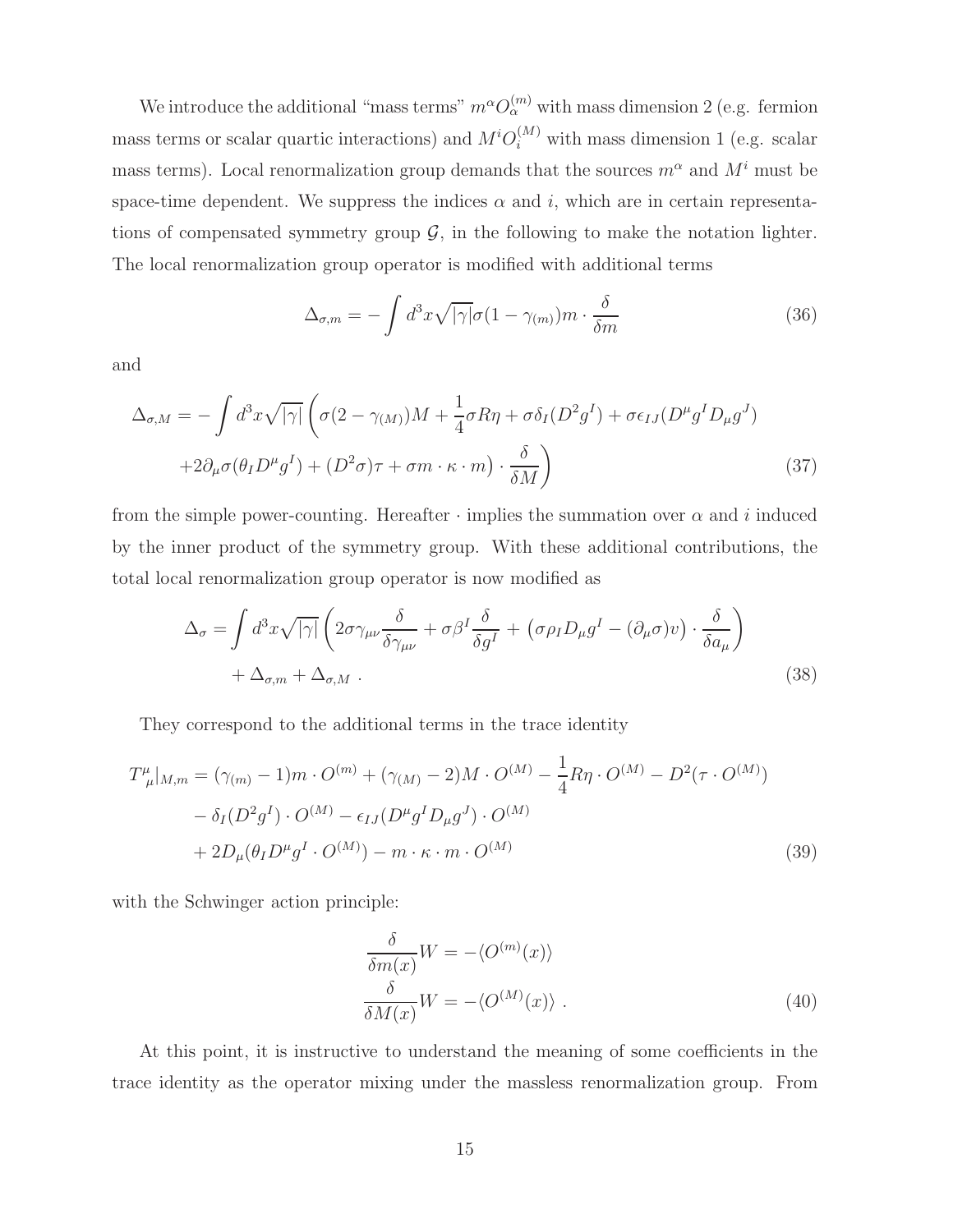We introduce the additional "mass terms" $m^\alpha O_\alpha^{(m)}$ with mass dimension 2 (e.g. fermion mass terms or scalar quartic interactions) and $M^i O_i^{(M)}$ with mass dimension 1 (e.g. scalar mass terms). Local renormalization group demands that the sources $m^\alpha$ and $M^i$ must be space-time dependent. We suppress the indices $\alpha$ and $i$, which are in certain representations of compensated symmetry group $\mathcal{G}$, in the following to make the notation lighter. The local renormalization group operator is modified with additional terms

$$
\Delta_{\sigma,m} = -\int d^3x \sqrt{|\gamma|}\sigma(1-\gamma_{(m)})m \cdot \frac{\delta}{\delta m} \tag{36}
$$

and

$$
\begin{aligned}
\Delta_{\sigma,M} = -\int d^3x \sqrt{|\gamma|} \Big( & \sigma(2-\gamma_{(M)})M + \frac{1}{4}\sigma R\eta + \sigma\delta_I(D^2 g^I) + \sigma\epsilon_{IJ}(D^\mu g^I D_\mu g^J) \\
& + 2\partial_\mu\sigma(\theta_I D^\mu g^I) + (D^2\sigma)\tau + \sigma m\cdot\kappa\cdot m \Big) \cdot \frac{\delta}{\delta M} \Big)
\end{aligned} \tag{37}
$$

from the simple power-counting. Hereafter $\cdot$ implies the summation over $\alpha$ and $i$ induced by the inner product of the symmetry group. With these additional contributions, the total local renormalization group operator is now modified as

$$
\begin{aligned}
\Delta_\sigma = \int d^3x \sqrt{|\gamma|} \Big( & 2\sigma\gamma_{\mu\nu}\frac{\delta}{\delta\gamma_{\mu\nu}} + \sigma\beta^I \frac{\delta}{\delta g^I} + \left(\sigma\rho_I D_\mu g^I - (\partial_\mu\sigma)v\right)\cdot\frac{\delta}{\delta a_\mu} \Big) \\
& + \Delta_{\sigma,m} + \Delta_{\sigma,M} \ .
\end{aligned} \tag{38}
$$

They correspond to the additional terms in the trace identity

$$
\begin{aligned}
T^\mu{}_\mu|_{M,m} = & (\gamma_{(m)}-1)m\cdot O^{(m)} + (\gamma_{(M)}-2)M\cdot O^{(M)} - \frac{1}{4}R\eta\cdot O^{(M)} - D^2(\tau\cdot O^{(M)}) \\
& - \delta_I(D^2 g^I)\cdot O^{(M)} - \epsilon_{IJ}(D^\mu g^I D_\mu g^J)\cdot O^{(M)} \\
& + 2D_\mu(\theta_I D^\mu g^I \cdot O^{(M)}) - m\cdot\kappa\cdot m\cdot O^{(M)}
\end{aligned} \tag{39}
$$

with the Schwinger action principle:

$$
\begin{aligned}
\frac{\delta}{\delta m(x)}W &= -\langle O^{(m)}(x)\rangle \\
\frac{\delta}{\delta M(x)}W &= -\langle O^{(M)}(x)\rangle \ .
\end{aligned} \tag{40}
$$

At this point, it is instructive to understand the meaning of some coefficients in the trace identity as the operator mixing under the massless renormalization group. From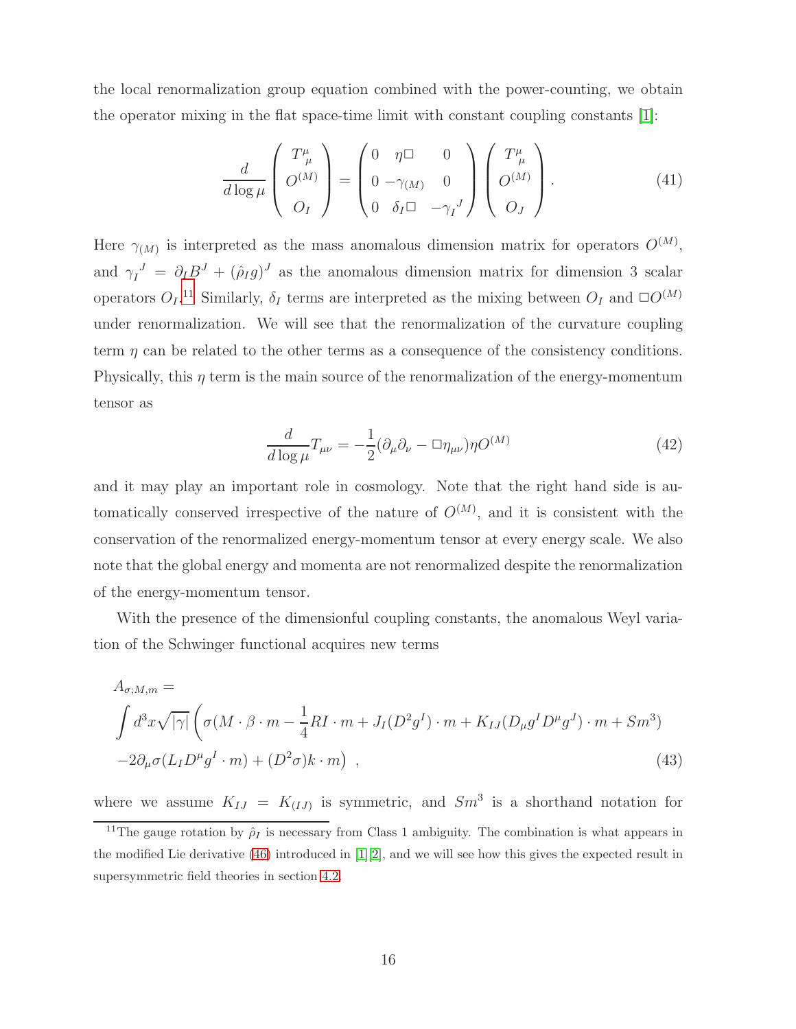the local renormalization group equation combined with the power-counting, we obtain the operator mixing in the flat space-time limit with constant coupling constants [1]:

$$\frac{d}{d\log\mu}\begin{pmatrix} T^\mu_{\ \mu} \\ O^{(M)} \\ O_I \end{pmatrix} = \begin{pmatrix} 0 & \eta\Box & 0 \\ 0 & -\gamma_{(M)} & 0 \\ 0 & \delta_I\Box & -\gamma_I^{\ J} \end{pmatrix}\begin{pmatrix} T^\mu_{\ \mu} \\ O^{(M)} \\ O_J \end{pmatrix} . \tag{41}$$

Here $\gamma_{(M)}$ is interpreted as the mass anomalous dimension matrix for operators $O^{(M)}$, and $\gamma_I^{\ J} = \partial_I B^J + (\hat{\rho}_I g)^J$ as the anomalous dimension matrix for dimension 3 scalar operators $O_I$.[11] Similarly, $\delta_I$ terms are interpreted as the mixing between $O_I$ and $\Box O^{(M)}$ under renormalization. We will see that the renormalization of the curvature coupling term $\eta$ can be related to the other terms as a consequence of the consistency conditions. Physically, this $\eta$ term is the main source of the renormalization of the energy-momentum tensor as

$$\frac{d}{d\log\mu}T_{\mu\nu} = -\frac{1}{2}(\partial_\mu\partial_\nu - \Box\eta_{\mu\nu})\eta O^{(M)} \tag{42}$$

and it may play an important role in cosmology. Note that the right hand side is automatically conserved irrespective of the nature of $O^{(M)}$, and it is consistent with the conservation of the renormalized energy-momentum tensor at every energy scale. We also note that the global energy and momenta are not renormalized despite the renormalization of the energy-momentum tensor.

With the presence of the dimensionful coupling constants, the anomalous Weyl variation of the Schwinger functional acquires new terms

$$\begin{aligned} &A_{\sigma;M,m} = \\ &\int d^3x\sqrt{|\gamma|}\Big(\sigma(M\cdot\beta\cdot m - \frac{1}{4}RI\cdot m + J_I(D^2g^I)\cdot m + K_{IJ}(D_\mu g^I D^\mu g^J)\cdot m + Sm^3) \\ &-2\partial_\mu\sigma(L_I D^\mu g^I\cdot m) + (D^2\sigma)k\cdot m\Big) \ , \end{aligned} \tag{43}$$

where we assume $K_{IJ} = K_{(IJ)}$ is symmetric, and $Sm^3$ is a shorthand notation for

[11] The gauge rotation by $\hat{\rho}_I$ is necessary from Class 1 ambiguity. The combination is what appears in the modified Lie derivative (46) introduced in [1][2], and we will see how this gives the expected result in supersymmetric field theories in section 4.2.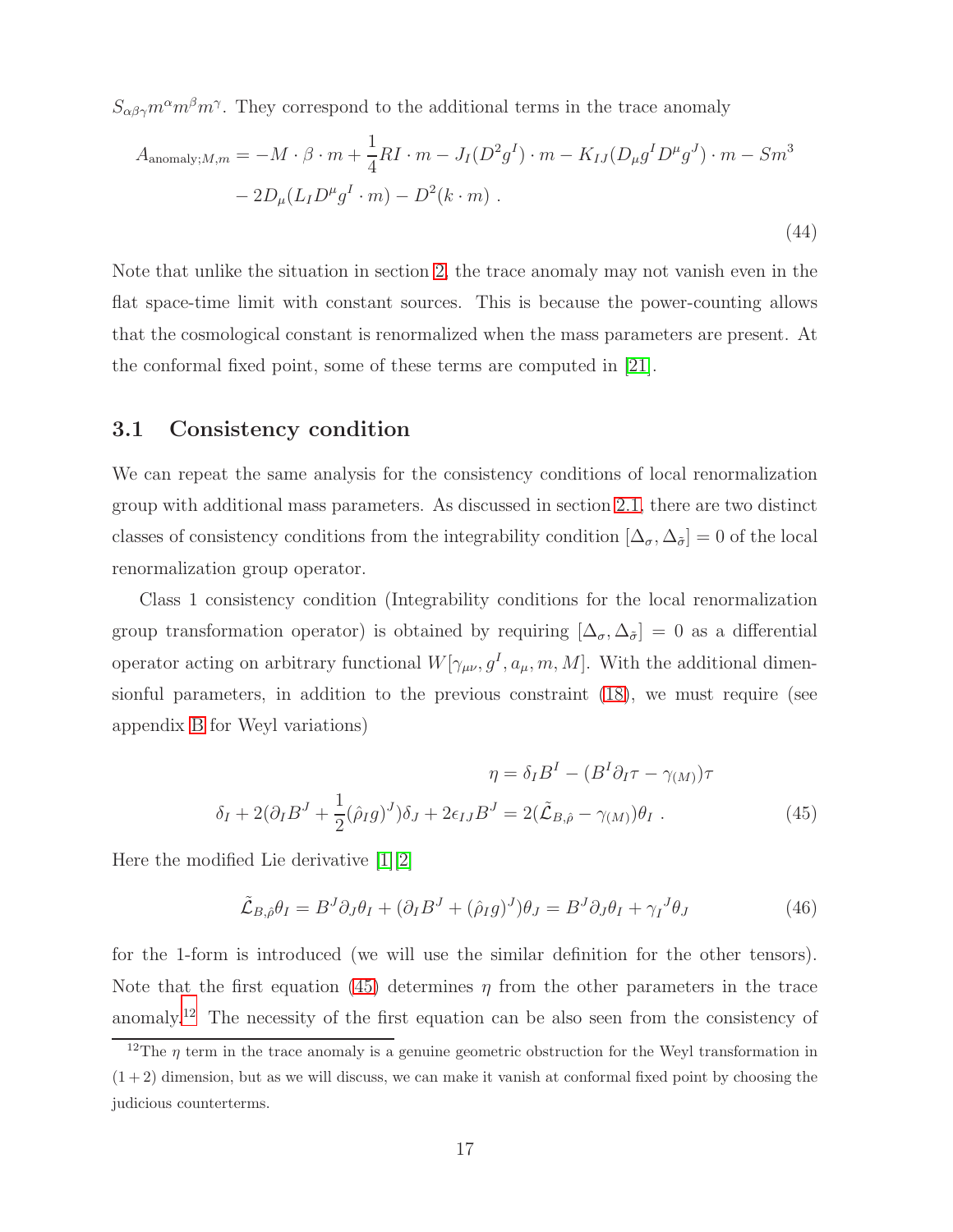$S_{\alpha\beta\gamma}m^\alpha m^\beta m^\gamma$. They correspond to the additional terms in the trace anomaly

$$
\begin{aligned}
A_{\text{anomaly};M,m} = &-M\cdot\beta\cdot m + \frac{1}{4}RI\cdot m - J_I(D^2 g^I)\cdot m - K_{IJ}(D_\mu g^I D^\mu g^J)\cdot m - Sm^3 \\
&- 2D_\mu(L_I D^\mu g^I\cdot m) - D^2(k\cdot m)\ .
\end{aligned}
\tag{44}
$$

Note that unlike the situation in section 2, the trace anomaly may not vanish even in the flat space-time limit with constant sources. This is because the power-counting allows that the cosmological constant is renormalized when the mass parameters are present. At the conformal fixed point, some of these terms are computed in [21].

### 3.1 Consistency condition

We can repeat the same analysis for the consistency conditions of local renormalization group with additional mass parameters. As discussed in section 2.1, there are two distinct classes of consistency conditions from the integrability condition $[\Delta_\sigma, \Delta_{\tilde{\sigma}}] = 0$ of the local renormalization group operator.

Class 1 consistency condition (Integrability conditions for the local renormalization group transformation operator) is obtained by requiring $[\Delta_\sigma, \Delta_{\tilde{\sigma}}] = 0$ as a differential operator acting on arbitrary functional $W[\gamma_{\mu\nu}, g^I, a_\mu, m, M]$. With the additional dimensionful parameters, in addition to the previous constraint (18), we must require (see appendix B for Weyl variations)

$$
\begin{aligned}
\eta &= \delta_I B^I - (B^I\partial_I\tau - \gamma_{(M)})\tau \\
\delta_I + 2(\partial_I B^J + \frac{1}{2}(\hat{\rho}_I g)^J)\delta_J + 2\epsilon_{IJ}B^J &= 2(\tilde{\mathcal{L}}_{B,\hat{\rho}} - \gamma_{(M)})\theta_I\ .
\end{aligned}
\tag{45}
$$

Here the modified Lie derivative [1][2]

$$
\tilde{\mathcal{L}}_{B,\hat{\rho}}\theta_I = B^J\partial_J\theta_I + (\partial_I B^J + (\hat{\rho}_I g)^J)\theta_J = B^J\partial_J\theta_I + \gamma_I{}^J\theta_J \tag{46}
$$

for the 1-form is introduced (we will use the similar definition for the other tensors). Note that the first equation (45) determines $\eta$ from the other parameters in the trace anomaly.[12] The necessity of the first equation can be also seen from the consistency of

[12] The $\eta$ term in the trace anomaly is a genuine geometric obstruction for the Weyl transformation in $(1+2)$ dimension, but as we will discuss, we can make it vanish at conformal fixed point by choosing the judicious counterterms.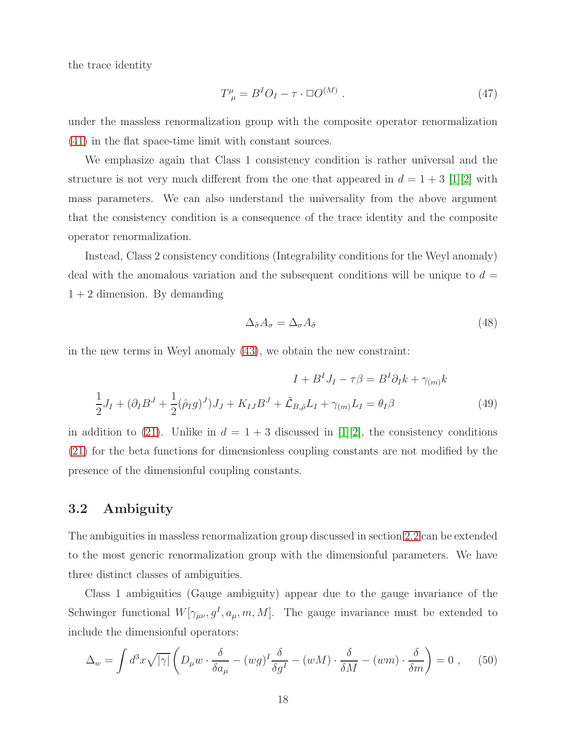the trace identity

$$T^\mu_{\ \mu} = B^I O_I - \tau \cdot \Box O^{(M)} \ . \tag{47}$$

under the massless renormalization group with the composite operator renormalization (41) in the flat space-time limit with constant sources.

We emphasize again that Class 1 consistency condition is rather universal and the structure is not very much different from the one that appeared in $d = 1+3$ [1][2] with mass parameters. We can also understand the universality from the above argument that the consistency condition is a consequence of the trace identity and the composite operator renormalization.

Instead, Class 2 consistency conditions (Integrability conditions for the Weyl anomaly) deal with the anomalous variation and the subsequent conditions will be unique to $d = 1+2$ dimension. By demanding

$$\Delta_{\tilde{\sigma}} A_\sigma = \Delta_\sigma A_{\tilde{\sigma}} \tag{48}$$

in the new terms in Weyl anomaly (43), we obtain the new constraint:

$$\begin{aligned} I + B^I J_I - \tau\beta &= B^I \partial_I k + \gamma_{(m)} k \\ \frac{1}{2} J_I + (\partial_I B^J + \frac{1}{2}(\hat{\rho}_I g)^J) J_J + K_{IJ} B^J + \tilde{\mathcal{L}}_{B,\hat{\rho}} L_I + \gamma_{(m)} L_I &= \theta_I \beta \end{aligned} \tag{49}$$

in addition to (21). Unlike in $d = 1+3$ discussed in [1][2], the consistency conditions (21) for the beta functions for dimensionless coupling constants are not modified by the presence of the dimensionful coupling constants.

### 3.2 Ambiguity

The ambiguities in massless renormalization group discussed in section 2.2 can be extended to the most generic renormalization group with the dimensionful parameters. We have three distinct classes of ambiguities.

Class 1 ambiguities (Gauge ambiguity) appear due to the gauge invariance of the Schwinger functional $W[\gamma_{\mu\nu}, g^I, a_\mu, m, M]$. The gauge invariance must be extended to include the dimensionful operators:

$$\Delta_w = \int d^3x \sqrt{|\gamma|} \left( D_\mu w \cdot \frac{\delta}{\delta a_\mu} - (wg)^I \frac{\delta}{\delta g^I} - (wM) \cdot \frac{\delta}{\delta M} - (wm) \cdot \frac{\delta}{\delta m} \right) = 0 \ , \tag{50}$$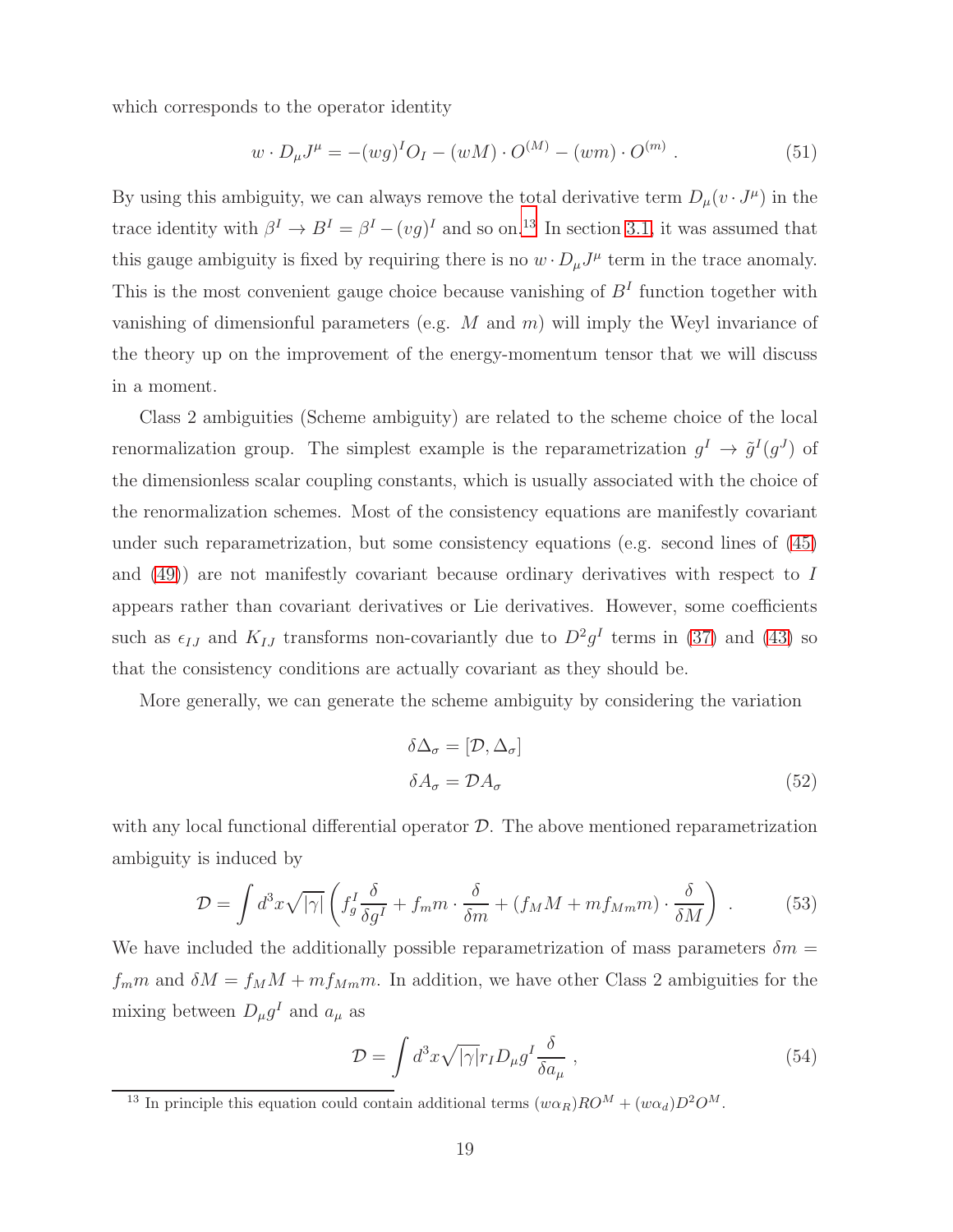which corresponds to the operator identity

$$w \cdot D_\mu J^\mu = -(wg)^I O_I - (wM) \cdot O^{(M)} - (wm) \cdot O^{(m)} \ . \tag{51}$$

By using this ambiguity, we can always remove the total derivative term $D_\mu(v \cdot J^\mu)$ in the trace identity with $\beta^I \to B^I = \beta^I - (vg)^I$ and so on.[13] In section 3.1, it was assumed that this gauge ambiguity is fixed by requiring there is no $w \cdot D_\mu J^\mu$ term in the trace anomaly. This is the most convenient gauge choice because vanishing of $B^I$ function together with vanishing of dimensionful parameters (e.g. $M$ and $m$) will imply the Weyl invariance of the theory up on the improvement of the energy-momentum tensor that we will discuss in a moment.

Class 2 ambiguities (Scheme ambiguity) are related to the scheme choice of the local renormalization group. The simplest example is the reparametrization $g^I \to \tilde{g}^I(g^J)$ of the dimensionless scalar coupling constants, which is usually associated with the choice of the renormalization schemes. Most of the consistency equations are manifestly covariant under such reparametrization, but some consistency equations (e.g. second lines of (45) and (49)) are not manifestly covariant because ordinary derivatives with respect to $I$ appears rather than covariant derivatives or Lie derivatives. However, some coefficients such as $\epsilon_{IJ}$ and $K_{IJ}$ transforms non-covariantly due to $D^2 g^I$ terms in (37) and (43) so that the consistency conditions are actually covariant as they should be.

More generally, we can generate the scheme ambiguity by considering the variation

$$\begin{aligned} \delta \Delta_\sigma &= [\mathcal{D}, \Delta_\sigma] \\ \delta A_\sigma &= \mathcal{D} A_\sigma \end{aligned} \tag{52}$$

with any local functional differential operator $\mathcal{D}$. The above mentioned reparametrization ambiguity is induced by

$$\mathcal{D} = \int d^3x \sqrt{|\gamma|} \left( f_g^I \frac{\delta}{\delta g^I} + f_m m \cdot \frac{\delta}{\delta m} + (f_M M + m f_{Mm} m) \cdot \frac{\delta}{\delta M} \right) \ . \tag{53}$$

We have included the additionally possible reparametrization of mass parameters $\delta m = f_m m$ and $\delta M = f_M M + m f_{Mm} m$. In addition, we have other Class 2 ambiguities for the mixing between $D_\mu g^I$ and $a_\mu$ as

$$\mathcal{D} = \int d^3x \sqrt{|\gamma|} r_I D_\mu g^I \frac{\delta}{\delta a_\mu} \ , \tag{54}$$

[13] In principle this equation could contain additional terms $(w\alpha_R) R O^M + (w\alpha_d) D^2 O^M$.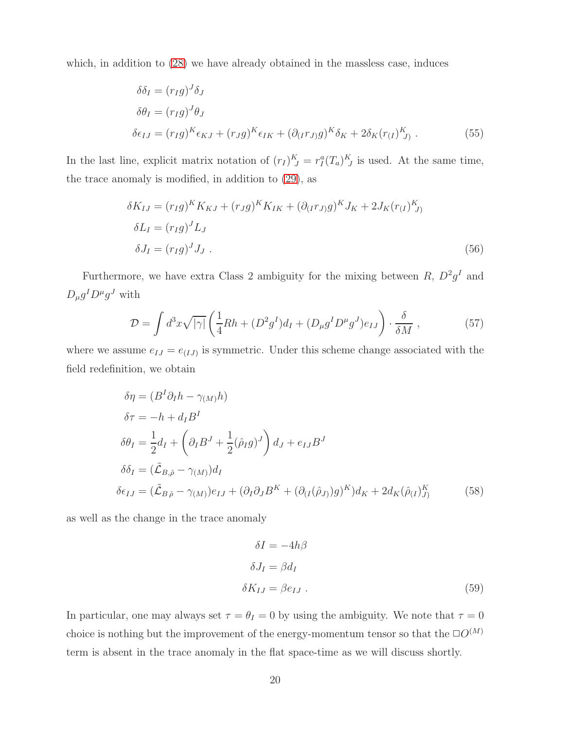which, in addition to (28) we have already obtained in the massless case, induces

$$
\begin{aligned}
\delta\delta_I &= (r_I g)^J \delta_J \\
\delta\theta_I &= (r_I g)^J \theta_J \\
\delta\epsilon_{IJ} &= (r_I g)^K \epsilon_{KJ} + (r_J g)^K \epsilon_{IK} + (\partial_{(I} r_{J)} g)^K \delta_K + 2\delta_K (r_{(I})^K{}_{J)} \ . \qquad (55)
\end{aligned}
$$

In the last line, explicit matrix notation of $(r_I)^K{}_J = r_I^a (T_a)^K{}_J$ is used. At the same time, the trace anomaly is modified, in addition to (29), as

$$
\begin{aligned}
\delta K_{IJ} &= (r_I g)^K K_{KJ} + (r_J g)^K K_{IK} + (\partial_{(I} r_{J)} g)^K J_K + 2 J_K (r_{(I})^K{}_{J)} \\
\delta L_I &= (r_I g)^J L_J \\
\delta J_I &= (r_I g)^J J_J \ . \qquad (56)
\end{aligned}
$$

Furthermore, we have extra Class 2 ambiguity for the mixing between $R$, $D^2 g^I$ and $D_\mu g^I D^\mu g^J$ with

$$
\mathcal{D} = \int d^3x \sqrt{|\gamma|} \left( \frac{1}{4} R h + (D^2 g^I) d_I + (D_\mu g^I D^\mu g^J) e_{IJ} \right) \cdot \frac{\delta}{\delta M} \ , \qquad (57)
$$

where we assume $e_{IJ} = e_{(IJ)}$ is symmetric. Under this scheme change associated with the field redefinition, we obtain

$$
\begin{aligned}
\delta\eta &= (B^I \partial_I h - \gamma_{(M)} h) \\
\delta\tau &= -h + d_I B^I \\
\delta\theta_I &= \frac{1}{2} d_I + \left( \partial_I B^J + \frac{1}{2} (\hat{\rho}_I g)^J \right) d_J + e_{IJ} B^J \\
\delta\delta_I &= (\tilde{\mathcal{L}}_{B,\hat{\rho}} - \gamma_{(M)}) d_I \\
\delta\epsilon_{IJ} &= (\tilde{\mathcal{L}}_{B\,\hat{\rho}} - \gamma_{(M)}) e_{IJ} + (\partial_I \partial_J B^K + (\partial_{(I} (\hat{\rho}_{J)}) g)^K) d_K + 2 d_K (\hat{\rho}_{(I})^K_{J)} \qquad (58)
\end{aligned}
$$

as well as the change in the trace anomaly

$$
\begin{aligned}
\delta I &= -4 h \beta \\
\delta J_I &= \beta d_I \\
\delta K_{IJ} &= \beta e_{IJ} \ . \qquad (59)
\end{aligned}
$$

In particular, one may always set $\tau = \theta_I = 0$ by using the ambiguity. We note that $\tau = 0$ choice is nothing but the improvement of the energy-momentum tensor so that the $\Box O^{(M)}$ term is absent in the trace anomaly in the flat space-time as we will discuss shortly.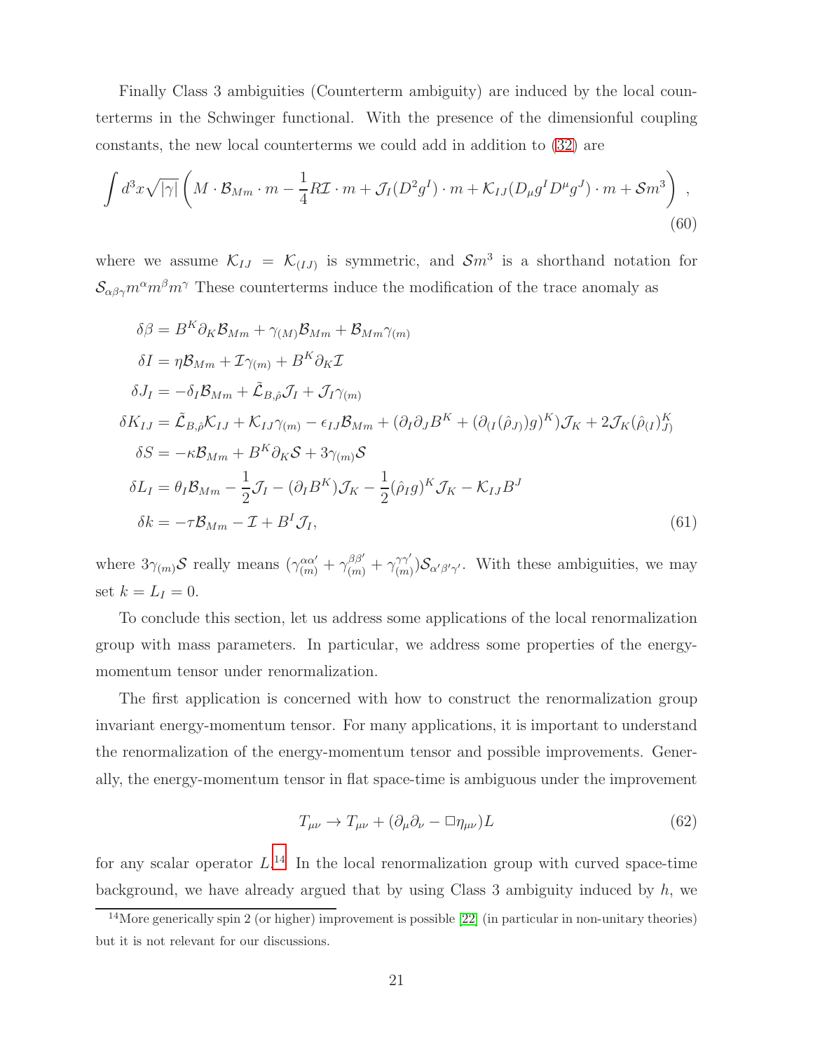Finally Class 3 ambiguities (Counterterm ambiguity) are induced by the local counterterms in the Schwinger functional. With the presence of the dimensionful coupling constants, the new local counterterms we could add in addition to (32) are

$$\int d^3x \sqrt{|\gamma|} \left( M \cdot \mathcal{B}_{Mm} \cdot m - \frac{1}{4} R \mathcal{I} \cdot m + \mathcal{J}_I (D^2 g^I) \cdot m + \mathcal{K}_{IJ} (D_\mu g^I D^\mu g^J) \cdot m + \mathcal{S} m^3 \right) , \tag{60}$$

where we assume $\mathcal{K}_{IJ} = \mathcal{K}_{(IJ)}$ is symmetric, and $\mathcal{S} m^3$ is a shorthand notation for $\mathcal{S}_{\alpha\beta\gamma} m^\alpha m^\beta m^\gamma$ These counterterms induce the modification of the trace anomaly as

$$\begin{aligned}
\delta\beta &= B^K \partial_K \mathcal{B}_{Mm} + \gamma_{(M)} \mathcal{B}_{Mm} + \mathcal{B}_{Mm} \gamma_{(m)} \\
\delta I &= \eta \mathcal{B}_{Mm} + \mathcal{I} \gamma_{(m)} + B^K \partial_K \mathcal{I} \\
\delta J_I &= -\delta_I \mathcal{B}_{Mm} + \tilde{\mathcal{L}}_{B,\hat{\rho}} \mathcal{J}_I + \mathcal{J}_I \gamma_{(m)} \\
\delta K_{IJ} &= \tilde{\mathcal{L}}_{B,\hat{\rho}} \mathcal{K}_{IJ} + \mathcal{K}_{IJ} \gamma_{(m)} - \epsilon_{IJ} \mathcal{B}_{Mm} + (\partial_I \partial_J B^K + (\partial_{(I} (\hat{\rho}_{J)}) g)^K) \mathcal{J}_K + 2 \mathcal{J}_K (\hat{\rho}_{(I})^K_{J)} \\
\delta S &= -\kappa \mathcal{B}_{Mm} + B^K \partial_K \mathcal{S} + 3 \gamma_{(m)} \mathcal{S} \\
\delta L_I &= \theta_I \mathcal{B}_{Mm} - \frac{1}{2} \mathcal{J}_I - (\partial_I B^K) \mathcal{J}_K - \frac{1}{2} (\hat{\rho}_I g)^K \mathcal{J}_K - \mathcal{K}_{IJ} B^J \\
\delta k &= -\tau \mathcal{B}_{Mm} - \mathcal{I} + B^I \mathcal{J}_I ,
\end{aligned} \tag{61}$$

where $3\gamma_{(m)}\mathcal{S}$ really means $(\gamma_{(m)}^{\alpha\alpha'} + \gamma_{(m)}^{\beta\beta'} + \gamma_{(m)}^{\gamma\gamma'}) \mathcal{S}_{\alpha'\beta'\gamma'}$. With these ambiguities, we may set $k = L_I = 0$.

To conclude this section, let us address some applications of the local renormalization group with mass parameters. In particular, we address some properties of the energy-momentum tensor under renormalization.

The first application is concerned with how to construct the renormalization group invariant energy-momentum tensor. For many applications, it is important to understand the renormalization of the energy-momentum tensor and possible improvements. Generally, the energy-momentum tensor in flat space-time is ambiguous under the improvement

$$T_{\mu\nu} \to T_{\mu\nu} + (\partial_\mu \partial_\nu - \Box \eta_{\mu\nu}) L \tag{62}$$

for any scalar operator $L$.[14] In the local renormalization group with curved space-time background, we have already argued that by using Class 3 ambiguity induced by $h$, we

[14] More generically spin 2 (or higher) improvement is possible [22] (in particular in non-unitary theories) but it is not relevant for our discussions.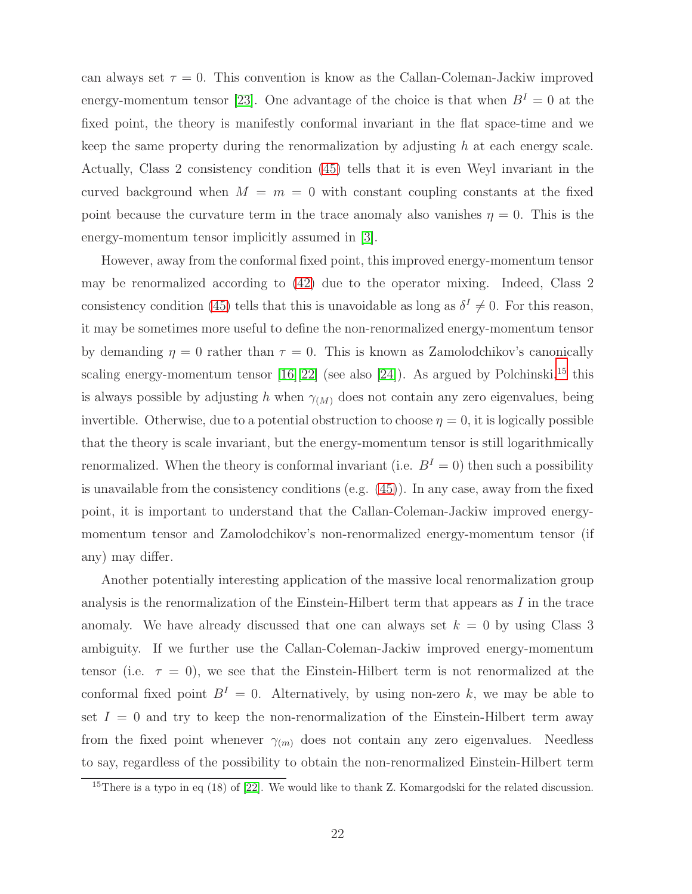can always set $\tau = 0$. This convention is know as the Callan-Coleman-Jackiw improved energy-momentum tensor [23]. One advantage of the choice is that when $B^I = 0$ at the fixed point, the theory is manifestly conformal invariant in the flat space-time and we keep the same property during the renormalization by adjusting $h$ at each energy scale. Actually, Class 2 consistency condition (45) tells that it is even Weyl invariant in the curved background when $M = m = 0$ with constant coupling constants at the fixed point because the curvature term in the trace anomaly also vanishes $\eta = 0$. This is the energy-momentum tensor implicitly assumed in [3].

However, away from the conformal fixed point, this improved energy-momentum tensor may be renormalized according to (42) due to the operator mixing. Indeed, Class 2 consistency condition (45) tells that this is unavoidable as long as $\delta^I \neq 0$. For this reason, it may be sometimes more useful to define the non-renormalized energy-momentum tensor by demanding $\eta = 0$ rather than $\tau = 0$. This is known as Zamolodchikov's canonically scaling energy-momentum tensor [16][22] (see also [24]). As argued by Polchinski,[15] this is always possible by adjusting $h$ when $\gamma_{(M)}$ does not contain any zero eigenvalues, being invertible. Otherwise, due to a potential obstruction to choose $\eta = 0$, it is logically possible that the theory is scale invariant, but the energy-momentum tensor is still logarithmically renormalized. When the theory is conformal invariant (i.e. $B^I = 0$) then such a possibility is unavailable from the consistency conditions (e.g. (45)). In any case, away from the fixed point, it is important to understand that the Callan-Coleman-Jackiw improved energy-momentum tensor and Zamolodchikov's non-renormalized energy-momentum tensor (if any) may differ.

Another potentially interesting application of the massive local renormalization group analysis is the renormalization of the Einstein-Hilbert term that appears as $I$ in the trace anomaly. We have already discussed that one can always set $k = 0$ by using Class 3 ambiguity. If we further use the Callan-Coleman-Jackiw improved energy-momentum tensor (i.e. $\tau = 0$), we see that the Einstein-Hilbert term is not renormalized at the conformal fixed point $B^I = 0$. Alternatively, by using non-zero $k$, we may be able to set $I = 0$ and try to keep the non-renormalization of the Einstein-Hilbert term away from the fixed point whenever $\gamma_{(m)}$ does not contain any zero eigenvalues. Needless to say, regardless of the possibility to obtain the non-renormalized Einstein-Hilbert term

[15] There is a typo in eq (18) of [22]. We would like to thank Z. Komargodski for the related discussion.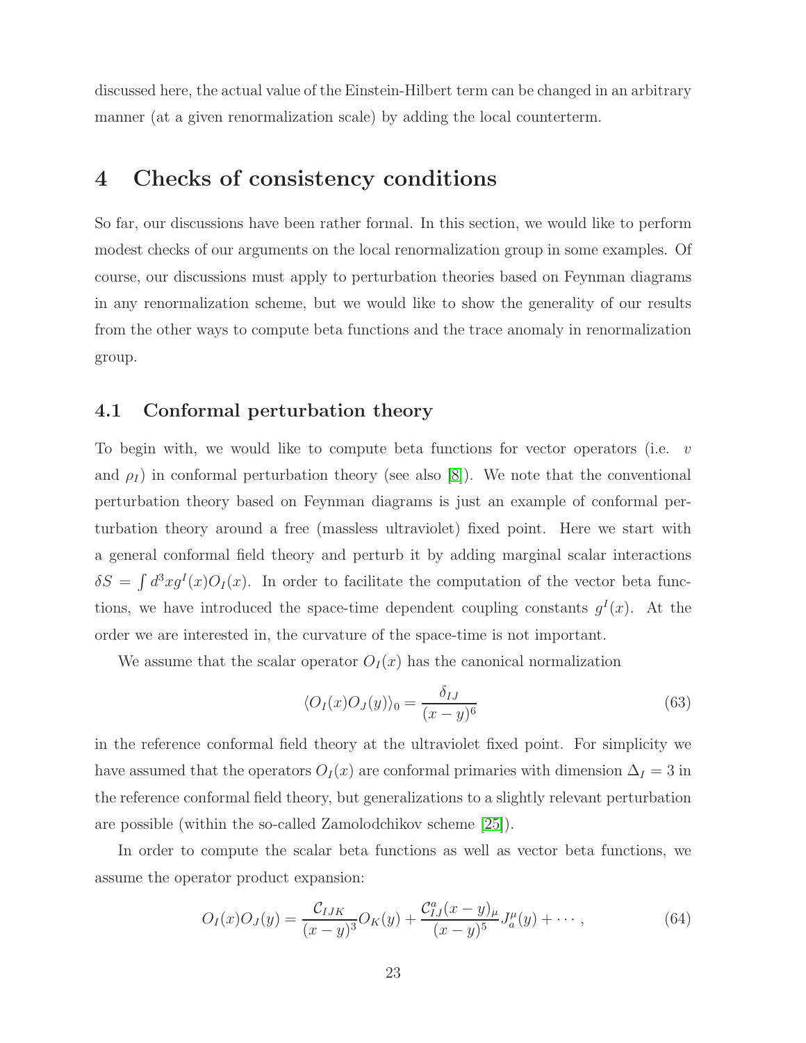discussed here, the actual value of the Einstein-Hilbert term can be changed in an arbitrary manner (at a given renormalization scale) by adding the local counterterm.

# 4 Checks of consistency conditions

So far, our discussions have been rather formal. In this section, we would like to perform modest checks of our arguments on the local renormalization group in some examples. Of course, our discussions must apply to perturbation theories based on Feynman diagrams in any renormalization scheme, but we would like to show the generality of our results from the other ways to compute beta functions and the trace anomaly in renormalization group.

## 4.1 Conformal perturbation theory

To begin with, we would like to compute beta functions for vector operators (i.e. $v$ and $\rho_I$) in conformal perturbation theory (see also [8]). We note that the conventional perturbation theory based on Feynman diagrams is just an example of conformal perturbation theory around a free (massless ultraviolet) fixed point. Here we start with a general conformal field theory and perturb it by adding marginal scalar interactions $\delta S = \int d^3x g^I(x) O_I(x)$. In order to facilitate the computation of the vector beta functions, we have introduced the space-time dependent coupling constants $g^I(x)$. At the order we are interested in, the curvature of the space-time is not important.

We assume that the scalar operator $O_I(x)$ has the canonical normalization

$$\langle O_I(x) O_J(y) \rangle_0 = \frac{\delta_{IJ}}{(x-y)^6} \tag{63}$$

in the reference conformal field theory at the ultraviolet fixed point. For simplicity we have assumed that the operators $O_I(x)$ are conformal primaries with dimension $\Delta_I = 3$ in the reference conformal field theory, but generalizations to a slightly relevant perturbation are possible (within the so-called Zamolodchikov scheme [25]).

In order to compute the scalar beta functions as well as vector beta functions, we assume the operator product expansion:

$$O_I(x) O_J(y) = \frac{\mathcal{C}_{IJK}}{(x-y)^3} O_K(y) + \frac{\mathcal{C}^a_{IJ}(x-y)_\mu}{(x-y)^5} J^\mu_a(y) + \cdots , \tag{64}$$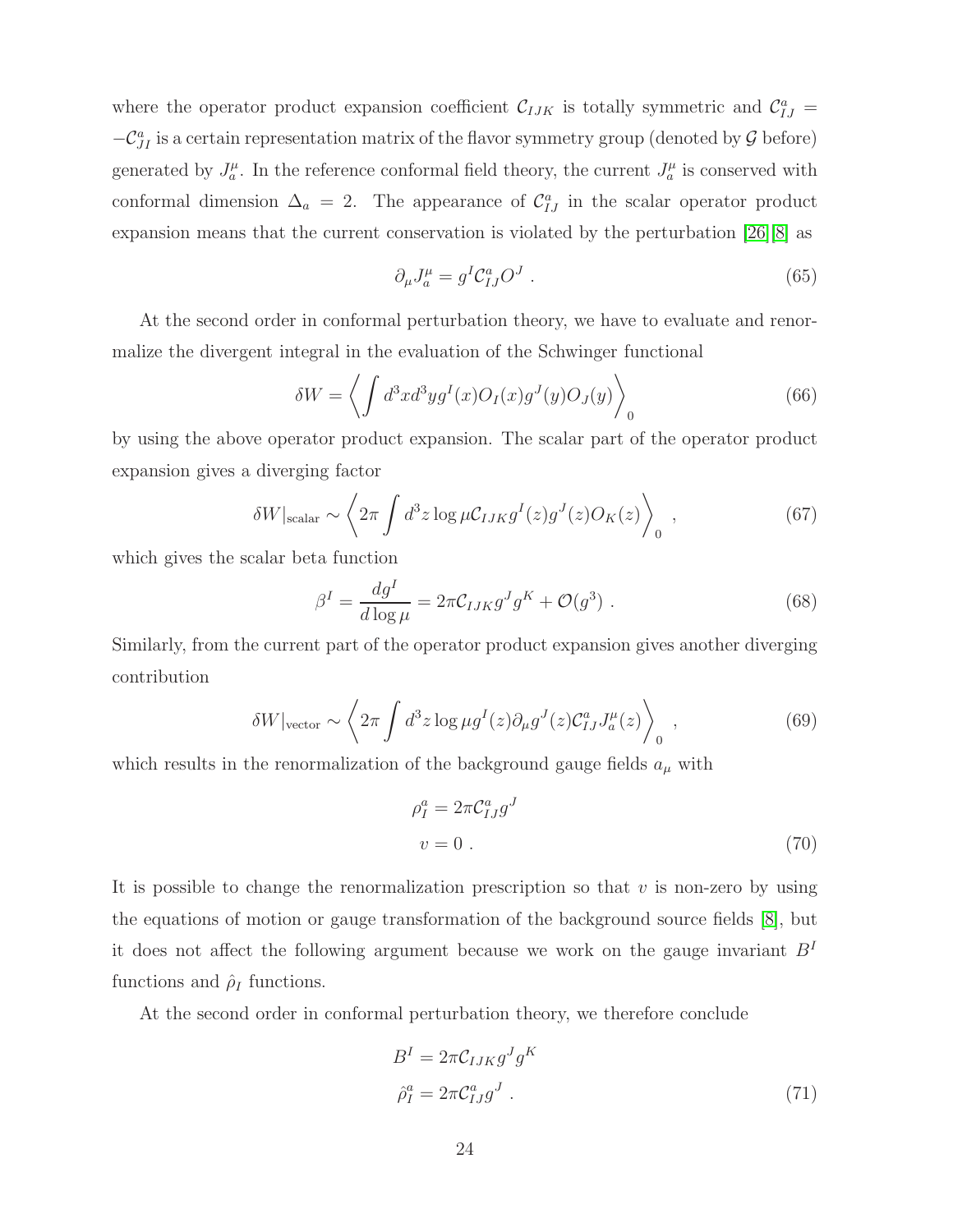where the operator product expansion coefficient $\mathcal{C}_{IJK}$ is totally symmetric and $\mathcal{C}^a_{IJ} = -\mathcal{C}^a_{JI}$ is a certain representation matrix of the flavor symmetry group (denoted by $\mathcal{G}$ before) generated by $J^\mu_a$. In the reference conformal field theory, the current $J^\mu_a$ is conserved with conformal dimension $\Delta_a = 2$. The appearance of $\mathcal{C}^a_{IJ}$ in the scalar operator product expansion means that the current conservation is violated by the perturbation [26][8] as

$$\partial_\mu J^\mu_a = g^I \mathcal{C}^a_{IJ} O^J \ . \tag{65}$$

At the second order in conformal perturbation theory, we have to evaluate and renormalize the divergent integral in the evaluation of the Schwinger functional

$$\delta W = \left\langle \int d^3x d^3y g^I(x) O_I(x) g^J(y) O_J(y) \right\rangle_0 \tag{66}$$

by using the above operator product expansion. The scalar part of the operator product expansion gives a diverging factor

$$\delta W|_{\text{scalar}} \sim \left\langle 2\pi \int d^3z \log \mu \mathcal{C}_{IJK} g^I(z) g^J(z) O_K(z) \right\rangle_0 \ , \tag{67}$$

which gives the scalar beta function

$$\beta^I = \frac{dg^I}{d\log\mu} = 2\pi \mathcal{C}_{IJK} g^J g^K + \mathcal{O}(g^3) \ . \tag{68}$$

Similarly, from the current part of the operator product expansion gives another diverging contribution

$$\delta W|_{\text{vector}} \sim \left\langle 2\pi \int d^3z \log \mu g^I(z) \partial_\mu g^J(z) \mathcal{C}^a_{IJ} J^\mu_a(z) \right\rangle_0 \ , \tag{69}$$

which results in the renormalization of the background gauge fields $a_\mu$ with

$$\begin{aligned} \rho^a_I &= 2\pi \mathcal{C}^a_{IJ} g^J \\ v &= 0 \ . \end{aligned} \tag{70}$$

It is possible to change the renormalization prescription so that $v$ is non-zero by using the equations of motion or gauge transformation of the background source fields [8], but it does not affect the following argument because we work on the gauge invariant $B^I$ functions and $\hat{\rho}_I$ functions.

At the second order in conformal perturbation theory, we therefore conclude

$$\begin{aligned} B^I &= 2\pi \mathcal{C}_{IJK} g^J g^K \\ \hat{\rho}^a_I &= 2\pi \mathcal{C}^a_{IJ} g^J \ . \end{aligned} \tag{71}$$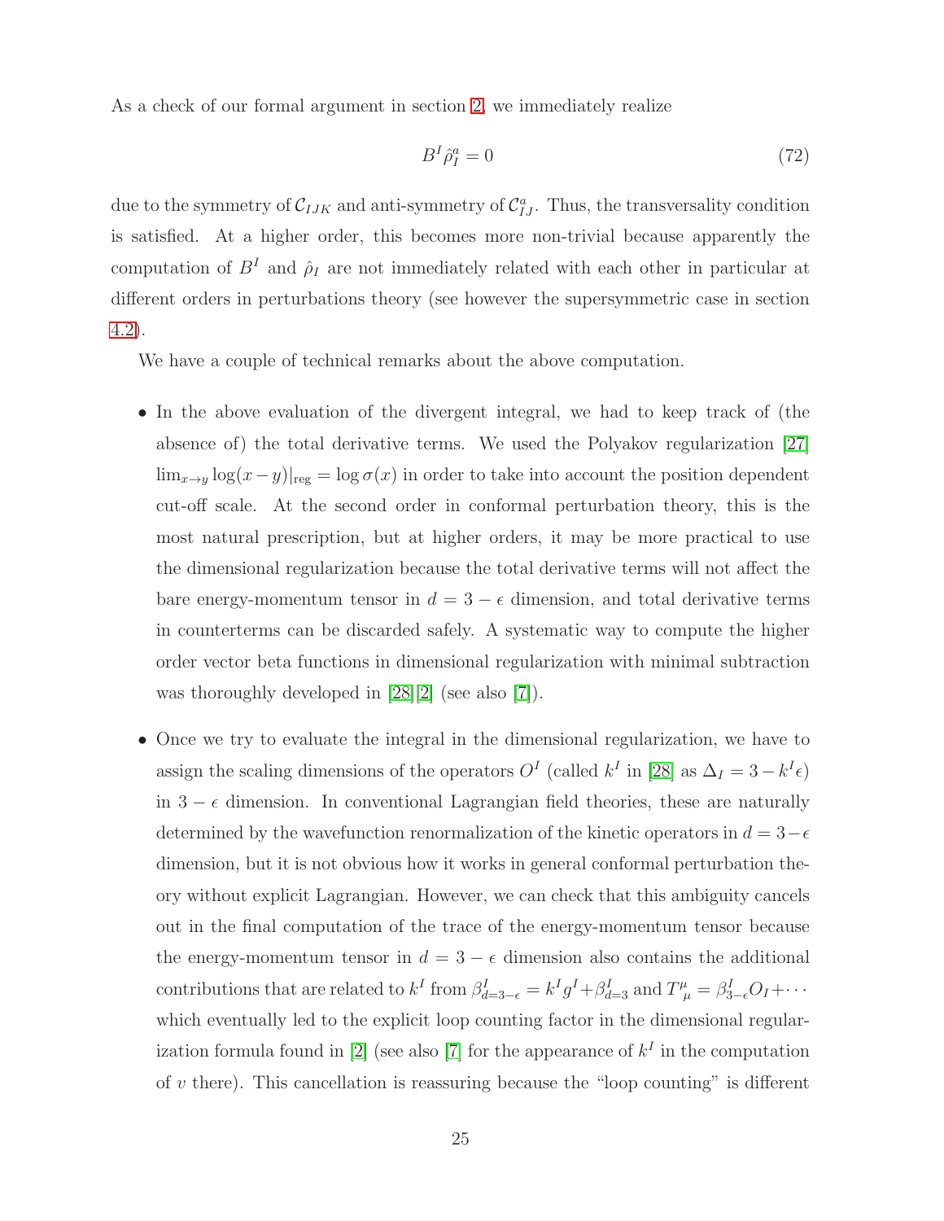As a check of our formal argument in section 2, we immediately realize

$$B^I \hat{\rho}_I^a = 0 \tag{72}$$

due to the symmetry of $\mathcal{C}_{IJK}$ and anti-symmetry of $\mathcal{C}_{IJ}^a$. Thus, the transversality condition is satisfied. At a higher order, this becomes more non-trivial because apparently the computation of $B^I$ and $\hat{\rho}_I$ are not immediately related with each other in particular at different orders in perturbations theory (see however the supersymmetric case in section 4.2).

We have a couple of technical remarks about the above computation.

- In the above evaluation of the divergent integral, we had to keep track of (the absence of) the total derivative terms. We used the Polyakov regularization [27] $\lim_{x\to y} \log(x-y)|_{\text{reg}} = \log \sigma(x)$ in order to take into account the position dependent cut-off scale. At the second order in conformal perturbation theory, this is the most natural prescription, but at higher orders, it may be more practical to use the dimensional regularization because the total derivative terms will not affect the bare energy-momentum tensor in $d = 3 - \epsilon$ dimension, and total derivative terms in counterterms can be discarded safely. A systematic way to compute the higher order vector beta functions in dimensional regularization with minimal subtraction was thoroughly developed in [28][2] (see also [7]).

- Once we try to evaluate the integral in the dimensional regularization, we have to assign the scaling dimensions of the operators $O^I$ (called $k^I$ in [28] as $\Delta_I = 3 - k^I \epsilon$) in $3 - \epsilon$ dimension. In conventional Lagrangian field theories, these are naturally determined by the wavefunction renormalization of the kinetic operators in $d = 3 - \epsilon$ dimension, but it is not obvious how it works in general conformal perturbation theory without explicit Lagrangian. However, we can check that this ambiguity cancels out in the final computation of the trace of the energy-momentum tensor because the energy-momentum tensor in $d = 3 - \epsilon$ dimension also contains the additional contributions that are related to $k^I$ from $\beta^I_{d=3-\epsilon} = k^I g^I + \beta^I_{d=3}$ and $T^\mu_\mu = \beta^I_{3-\epsilon} O_I + \cdots$ which eventually led to the explicit loop counting factor in the dimensional regularization formula found in [2] (see also [7] for the appearance of $k^I$ in the computation of $v$ there). This cancellation is reassuring because the "loop counting" is different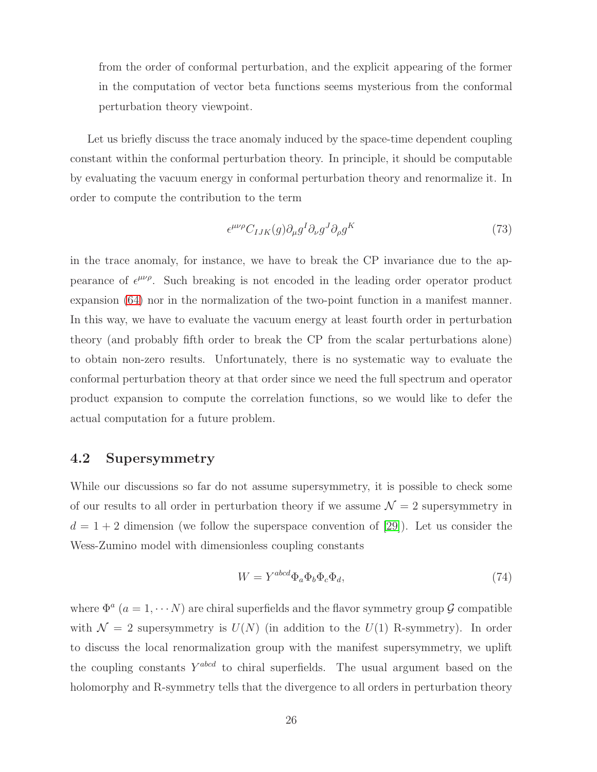from the order of conformal perturbation, and the explicit appearing of the former in the computation of vector beta functions seems mysterious from the conformal perturbation theory viewpoint.

Let us briefly discuss the trace anomaly induced by the space-time dependent coupling constant within the conformal perturbation theory. In principle, it should be computable by evaluating the vacuum energy in conformal perturbation theory and renormalize it. In order to compute the contribution to the term

$$\epsilon^{\mu\nu\rho} C_{IJK}(g) \partial_\mu g^I \partial_\nu g^J \partial_\rho g^K \tag{73}$$

in the trace anomaly, for instance, we have to break the CP invariance due to the appearance of $\epsilon^{\mu\nu\rho}$. Such breaking is not encoded in the leading order operator product expansion (64) nor in the normalization of the two-point function in a manifest manner. In this way, we have to evaluate the vacuum energy at least fourth order in perturbation theory (and probably fifth order to break the CP from the scalar perturbations alone) to obtain non-zero results. Unfortunately, there is no systematic way to evaluate the conformal perturbation theory at that order since we need the full spectrum and operator product expansion to compute the correlation functions, so we would like to defer the actual computation for a future problem.

## 4.2 Supersymmetry

While our discussions so far do not assume supersymmetry, it is possible to check some of our results to all order in perturbation theory if we assume $\mathcal{N} = 2$ supersymmetry in $d = 1 + 2$ dimension (we follow the superspace convention of [29]). Let us consider the Wess-Zumino model with dimensionless coupling constants

$$W = Y^{abcd} \Phi_a \Phi_b \Phi_c \Phi_d, \tag{74}$$

where $\Phi^a$ ($a = 1, \cdots N$) are chiral superfields and the flavor symmetry group $\mathcal{G}$ compatible with $\mathcal{N} = 2$ supersymmetry is $U(N)$ (in addition to the $U(1)$ R-symmetry). In order to discuss the local renormalization group with the manifest supersymmetry, we uplift the coupling constants $Y^{abcd}$ to chiral superfields. The usual argument based on the holomorphy and R-symmetry tells that the divergence to all orders in perturbation theory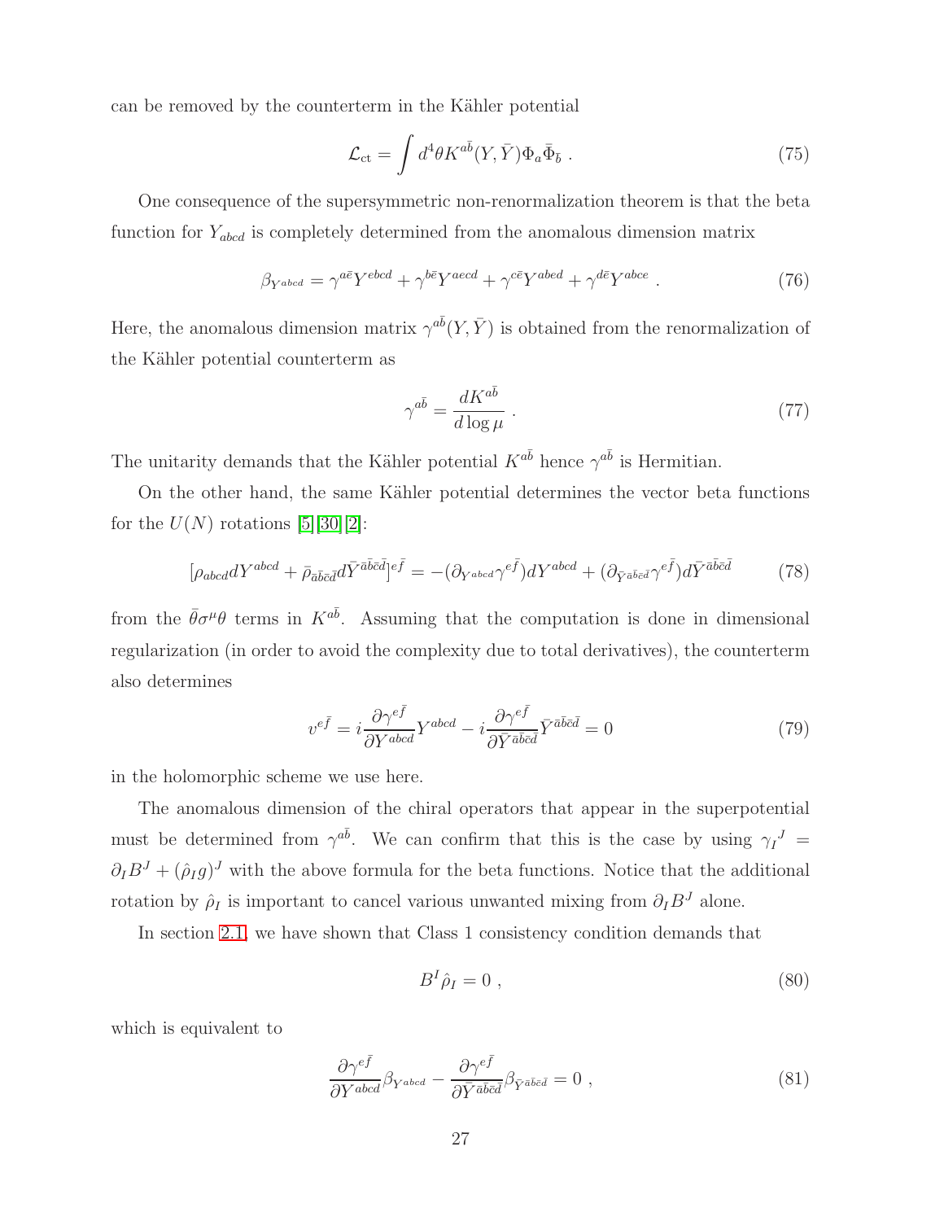can be removed by the counterterm in the Kähler potential

$$\mathcal{L}_{\rm ct} = \int d^4\theta K^{a\bar{b}}(Y,\bar{Y})\Phi_a \bar{\Phi}_{\bar{b}} \ . \tag{75}$$

One consequence of the supersymmetric non-renormalization theorem is that the beta function for $Y_{abcd}$ is completely determined from the anomalous dimension matrix

$$\beta_{Y^{abcd}} = \gamma^{a\bar{e}} Y^{ebcd} + \gamma^{b\bar{e}} Y^{aecd} + \gamma^{c\bar{e}} Y^{abed} + \gamma^{d\bar{e}} Y^{abce} \ . \tag{76}$$

Here, the anomalous dimension matrix $\gamma^{a\bar{b}}(Y,\bar{Y})$ is obtained from the renormalization of the Kähler potential counterterm as

$$\gamma^{a\bar{b}} = \frac{dK^{a\bar{b}}}{d\log\mu} \ . \tag{77}$$

The unitarity demands that the Kähler potential $K^{a\bar{b}}$ hence $\gamma^{a\bar{b}}$ is Hermitian.

On the other hand, the same Kähler potential determines the vector beta functions for the $U(N)$ rotations [5][30][2]:

$$[\rho_{abcd} dY^{abcd} + \bar{\rho}_{\bar{a}\bar{b}\bar{c}\bar{d}} d\bar{Y}^{\bar{a}\bar{b}\bar{c}\bar{d}}]^{e\bar{f}} = -(\partial_{Y^{abcd}} \gamma^{e\bar{f}}) dY^{abcd} + (\partial_{\bar{Y}^{\bar{a}\bar{b}\bar{c}\bar{d}}} \gamma^{e\bar{f}}) d\bar{Y}^{\bar{a}\bar{b}\bar{c}\bar{d}} \tag{78}$$

from the $\bar{\theta}\sigma^\mu\theta$ terms in $K^{a\bar{b}}$. Assuming that the computation is done in dimensional regularization (in order to avoid the complexity due to total derivatives), the counterterm also determines

$$v^{e\bar{f}} = i\frac{\partial \gamma^{e\bar{f}}}{\partial Y^{abcd}} Y^{abcd} - i\frac{\partial \gamma^{e\bar{f}}}{\partial \bar{Y}^{\bar{a}\bar{b}\bar{c}\bar{d}}} \bar{Y}^{\bar{a}\bar{b}\bar{c}\bar{d}} = 0 \tag{79}$$

in the holomorphic scheme we use here.

The anomalous dimension of the chiral operators that appear in the superpotential must be determined from $\gamma^{a\bar{b}}$. We can confirm that this is the case by using $\gamma_I{}^J = \partial_I B^J + (\hat{\rho}_I g)^J$ with the above formula for the beta functions. Notice that the additional rotation by $\hat{\rho}_I$ is important to cancel various unwanted mixing from $\partial_I B^J$ alone.

In section 2.1, we have shown that Class 1 consistency condition demands that

$$B^I \hat{\rho}_I = 0 \ , \tag{80}$$

which is equivalent to

$$\frac{\partial \gamma^{e\bar{f}}}{\partial Y^{abcd}} \beta_{Y^{abcd}} - \frac{\partial \gamma^{e\bar{f}}}{\partial \bar{Y}^{\bar{a}\bar{b}\bar{c}\bar{d}}} \beta_{\bar{Y}^{\bar{a}\bar{b}\bar{c}\bar{d}}} = 0 \ , \tag{81}$$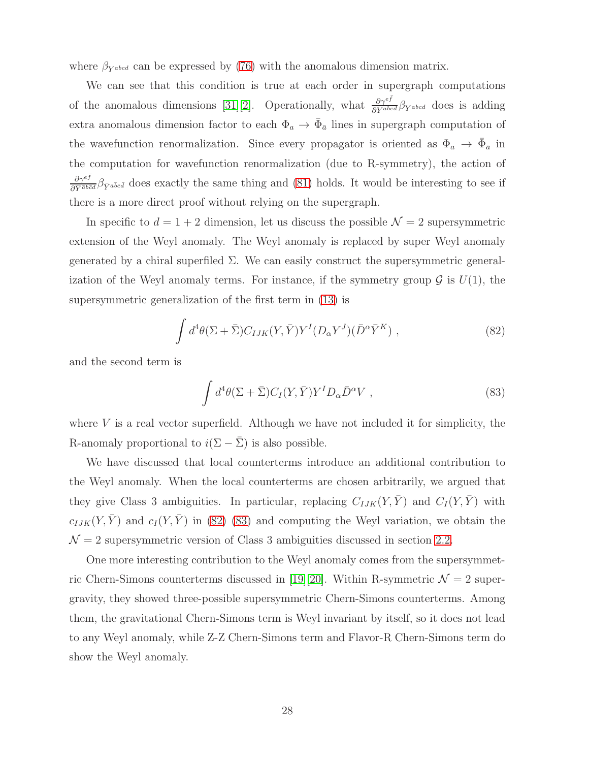where $\beta_{Y^{abcd}}$ can be expressed by (76) with the anomalous dimension matrix.

We can see that this condition is true at each order in supergraph computations of the anomalous dimensions [31][2]. Operationally, what $\frac{\partial \gamma^{e\bar{f}}}{\partial Y^{abcd}} \beta_{Y^{abcd}}$ does is adding extra anomalous dimension factor to each $\Phi_a \to \bar{\Phi}_{\bar{a}}$ lines in supergraph computation of the wavefunction renormalization. Since every propagator is oriented as $\Phi_a \to \bar{\Phi}_{\bar{a}}$ in the computation for wavefunction renormalization (due to R-symmetry), the action of $\frac{\partial \gamma^{e\bar{f}}}{\partial \bar{Y}^{\bar{a}\bar{b}\bar{c}\bar{d}}} \beta_{\bar{Y}^{\bar{a}\bar{b}\bar{c}\bar{d}}}$ does exactly the same thing and (81) holds. It would be interesting to see if there is a more direct proof without relying on the supergraph.

In specific to $d = 1+2$ dimension, let us discuss the possible $\mathcal{N} = 2$ supersymmetric extension of the Weyl anomaly. The Weyl anomaly is replaced by super Weyl anomaly generated by a chiral superfiled $\Sigma$. We can easily construct the supersymmetric generalization of the Weyl anomaly terms. For instance, if the symmetry group $\mathcal{G}$ is $U(1)$, the supersymmetric generalization of the first term in (13) is

$$\int d^4\theta (\Sigma + \bar{\Sigma}) C_{IJK}(Y, \bar{Y}) Y^I (D_\alpha Y^J)(\bar{D}^\alpha \bar{Y}^K) \ , \tag{82}$$

and the second term is

$$\int d^4\theta (\Sigma + \bar{\Sigma}) C_I(Y, \bar{Y}) Y^I D_\alpha \bar{D}^\alpha V \ , \tag{83}$$

where $V$ is a real vector superfield. Although we have not included it for simplicity, the R-anomaly proportional to $i(\Sigma - \bar{\Sigma})$ is also possible.

We have discussed that local counterterms introduce an additional contribution to the Weyl anomaly. When the local counterterms are chosen arbitrarily, we argued that they give Class 3 ambiguities. In particular, replacing $C_{IJK}(Y, \bar{Y})$ and $C_I(Y, \bar{Y})$ with $c_{IJK}(Y, \bar{Y})$ and $c_I(Y, \bar{Y})$ in (82) (83) and computing the Weyl variation, we obtain the $\mathcal{N} = 2$ supersymmetric version of Class 3 ambiguities discussed in section 2.2.

One more interesting contribution to the Weyl anomaly comes from the supersymmetric Chern-Simons counterterms discussed in [19][20]. Within R-symmetric $\mathcal{N} = 2$ supergravity, they showed three-possible supersymmetric Chern-Simons counterterms. Among them, the gravitational Chern-Simons term is Weyl invariant by itself, so it does not lead to any Weyl anomaly, while Z-Z Chern-Simons term and Flavor-R Chern-Simons term do show the Weyl anomaly.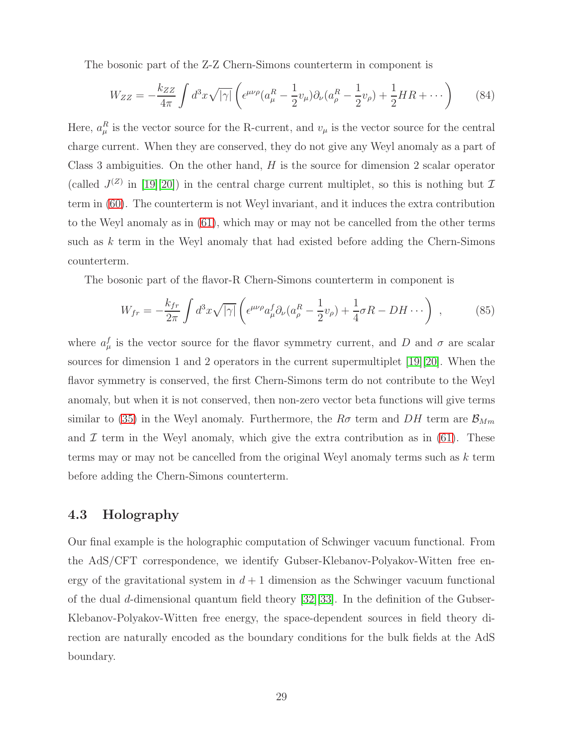The bosonic part of the Z-Z Chern-Simons counterterm in component is

$$W_{ZZ} = -\frac{k_{ZZ}}{4\pi}\int d^3x \sqrt{|\gamma|}\left(\epsilon^{\mu\nu\rho}(a_\mu^R - \frac{1}{2}v_\mu)\partial_\nu(a_\rho^R - \frac{1}{2}v_\rho) + \frac{1}{2}HR + \cdots\right) \tag{84}$$

Here, $a_\mu^R$ is the vector source for the R-current, and $v_\mu$ is the vector source for the central charge current. When they are conserved, they do not give any Weyl anomaly as a part of Class 3 ambiguities. On the other hand, $H$ is the source for dimension 2 scalar operator (called $J^{(Z)}$ in [19][20]) in the central charge current multiplet, so this is nothing but $\mathcal{I}$ term in (60). The counterterm is not Weyl invariant, and it induces the extra contribution to the Weyl anomaly as in (61), which may or may not be cancelled from the other terms such as $k$ term in the Weyl anomaly that had existed before adding the Chern-Simons counterterm.

The bosonic part of the flavor-R Chern-Simons counterterm in component is

$$W_{fr} = -\frac{k_{fr}}{2\pi}\int d^3x \sqrt{|\gamma|}\left(\epsilon^{\mu\nu\rho}a_\mu^f\partial_\nu(a_\rho^R - \frac{1}{2}v_\rho) + \frac{1}{4}\sigma R - DH\cdots\right) , \tag{85}$$

where $a_\mu^f$ is the vector source for the flavor symmetry current, and $D$ and $\sigma$ are scalar sources for dimension 1 and 2 operators in the current supermultiplet [19][20]. When the flavor symmetry is conserved, the first Chern-Simons term do not contribute to the Weyl anomaly, but when it is not conserved, then non-zero vector beta functions will give terms similar to (35) in the Weyl anomaly. Furthermore, the $R\sigma$ term and $DH$ term are $\mathcal{B}_{Mm}$ and $\mathcal{I}$ term in the Weyl anomaly, which give the extra contribution as in (61). These terms may or may not be cancelled from the original Weyl anomaly terms such as $k$ term before adding the Chern-Simons counterterm.

### 4.3 Holography

Our final example is the holographic computation of Schwinger vacuum functional. From the AdS/CFT correspondence, we identify Gubser-Klebanov-Polyakov-Witten free energy of the gravitational system in $d+1$ dimension as the Schwinger vacuum functional of the dual $d$-dimensional quantum field theory [32][33]. In the definition of the Gubser-Klebanov-Polyakov-Witten free energy, the space-dependent sources in field theory direction are naturally encoded as the boundary conditions for the bulk fields at the AdS boundary.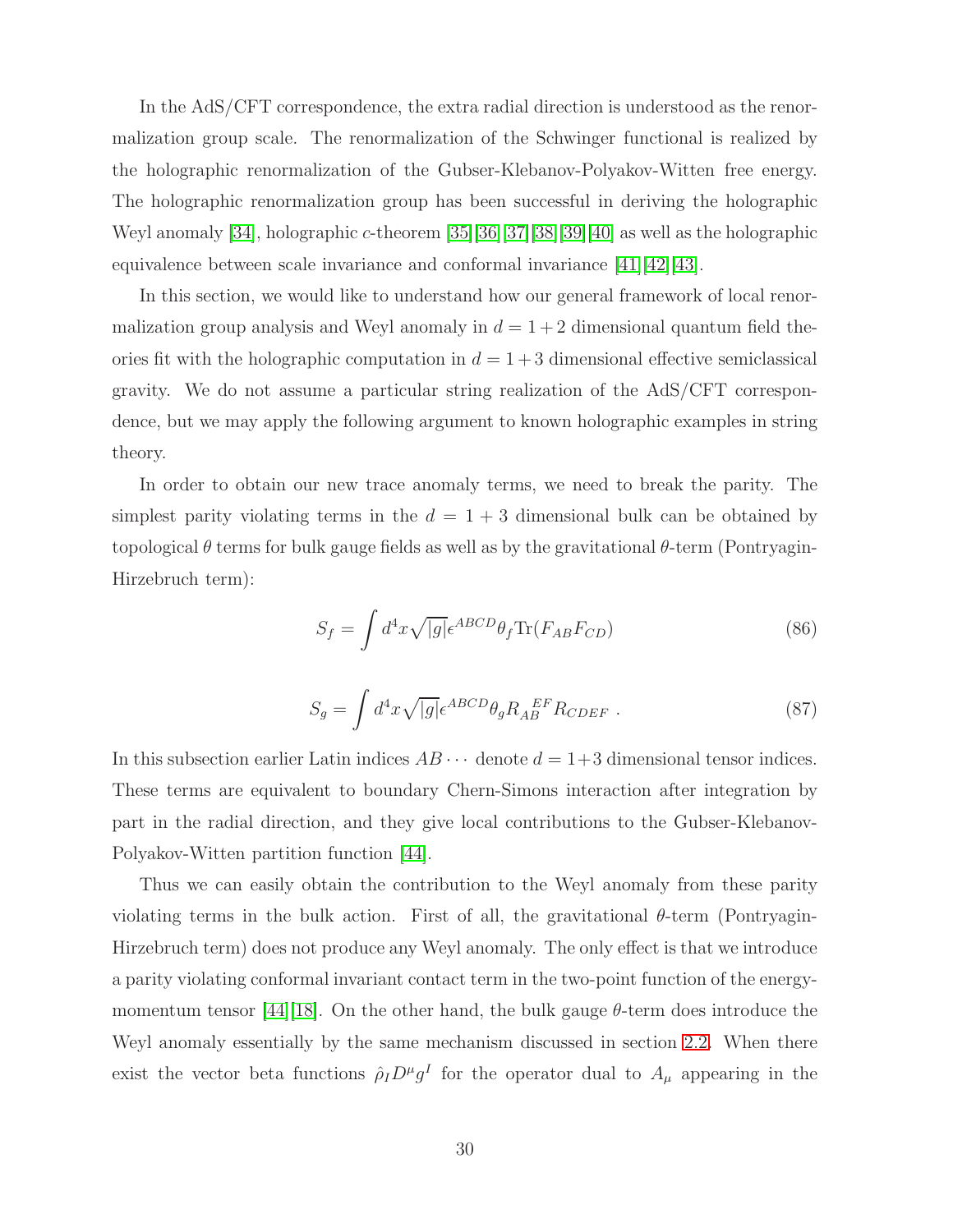In the AdS/CFT correspondence, the extra radial direction is understood as the renormalization group scale. The renormalization of the Schwinger functional is realized by the holographic renormalization of the Gubser-Klebanov-Polyakov-Witten free energy. The holographic renormalization group has been successful in deriving the holographic Weyl anomaly [34], holographic $c$-theorem [35][36][37][38][39][40] as well as the holographic equivalence between scale invariance and conformal invariance [41][42][43].

In this section, we would like to understand how our general framework of local renormalization group analysis and Weyl anomaly in $d = 1+2$ dimensional quantum field theories fit with the holographic computation in $d = 1+3$ dimensional effective semiclassical gravity. We do not assume a particular string realization of the AdS/CFT correspondence, but we may apply the following argument to known holographic examples in string theory.

In order to obtain our new trace anomaly terms, we need to break the parity. The simplest parity violating terms in the $d = 1+3$ dimensional bulk can be obtained by topological $\theta$ terms for bulk gauge fields as well as by the gravitational $\theta$-term (Pontryagin-Hirzebruch term):

$$S_f = \int d^4x \sqrt{|g|} \epsilon^{ABCD} \theta_f \mathrm{Tr}(F_{AB}F_{CD}) \tag{86}$$

$$S_g = \int d^4x \sqrt{|g|} \epsilon^{ABCD} \theta_g R_{AB}^{\ \ \ EF} R_{CDEF} \ . \tag{87}$$

In this subsection earlier Latin indices $AB\cdots$ denote $d = 1+3$ dimensional tensor indices. These terms are equivalent to boundary Chern-Simons interaction after integration by part in the radial direction, and they give local contributions to the Gubser-Klebanov-Polyakov-Witten partition function [44].

Thus we can easily obtain the contribution to the Weyl anomaly from these parity violating terms in the bulk action. First of all, the gravitational $\theta$-term (Pontryagin-Hirzebruch term) does not produce any Weyl anomaly. The only effect is that we introduce a parity violating conformal invariant contact term in the two-point function of the energy-momentum tensor [44][18]. On the other hand, the bulk gauge $\theta$-term does introduce the Weyl anomaly essentially by the same mechanism discussed in section 2.2. When there exist the vector beta functions $\hat{\rho}_I D^\mu g^I$ for the operator dual to $A_\mu$ appearing in the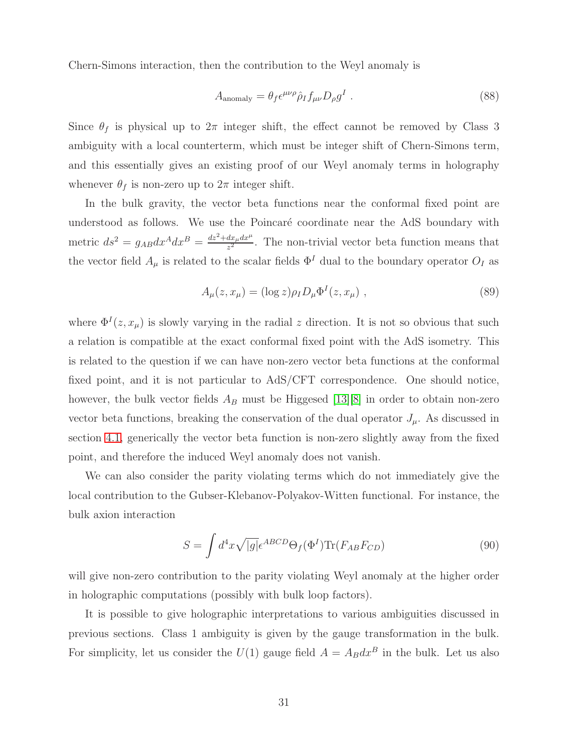Chern-Simons interaction, then the contribution to the Weyl anomaly is

$$A_{\rm anomaly} = \theta_f \epsilon^{\mu\nu\rho} \hat{\rho}_I f_{\mu\nu} D_\rho g^I \ . \tag{88}$$

Since $\theta_f$ is physical up to $2\pi$ integer shift, the effect cannot be removed by Class 3 ambiguity with a local counterterm, which must be integer shift of Chern-Simons term, and this essentially gives an existing proof of our Weyl anomaly terms in holography whenever $\theta_f$ is non-zero up to $2\pi$ integer shift.

In the bulk gravity, the vector beta functions near the conformal fixed point are understood as follows. We use the Poincaré coordinate near the AdS boundary with metric $ds^2 = g_{AB}dx^A dx^B = \frac{dz^2 + dx_\mu dx^\mu}{z^2}$. The non-trivial vector beta function means that the vector field $A_\mu$ is related to the scalar fields $\Phi^I$ dual to the boundary operator $O_I$ as

$$A_\mu(z, x_\mu) = (\log z) \rho_I D_\mu \Phi^I(z, x_\mu) \ , \tag{89}$$

where $\Phi^I(z, x_\mu)$ is slowly varying in the radial $z$ direction. It is not so obvious that such a relation is compatible at the exact conformal fixed point with the AdS isometry. This is related to the question if we can have non-zero vector beta functions at the conformal fixed point, and it is not particular to AdS/CFT correspondence. One should notice, however, the bulk vector fields $A_B$ must be Higgesed [13][8] in order to obtain non-zero vector beta functions, breaking the conservation of the dual operator $J_\mu$. As discussed in section 4.1, generically the vector beta function is non-zero slightly away from the fixed point, and therefore the induced Weyl anomaly does not vanish.

We can also consider the parity violating terms which do not immediately give the local contribution to the Gubser-Klebanov-Polyakov-Witten functional. For instance, the bulk axion interaction

$$S = \int d^4x \sqrt{|g|} \epsilon^{ABCD} \Theta_f(\Phi^I) \mathrm{Tr}(F_{AB} F_{CD}) \tag{90}$$

will give non-zero contribution to the parity violating Weyl anomaly at the higher order in holographic computations (possibly with bulk loop factors).

It is possible to give holographic interpretations to various ambiguities discussed in previous sections. Class 1 ambiguity is given by the gauge transformation in the bulk. For simplicity, let us consider the $U(1)$ gauge field $A = A_B dx^B$ in the bulk. Let us also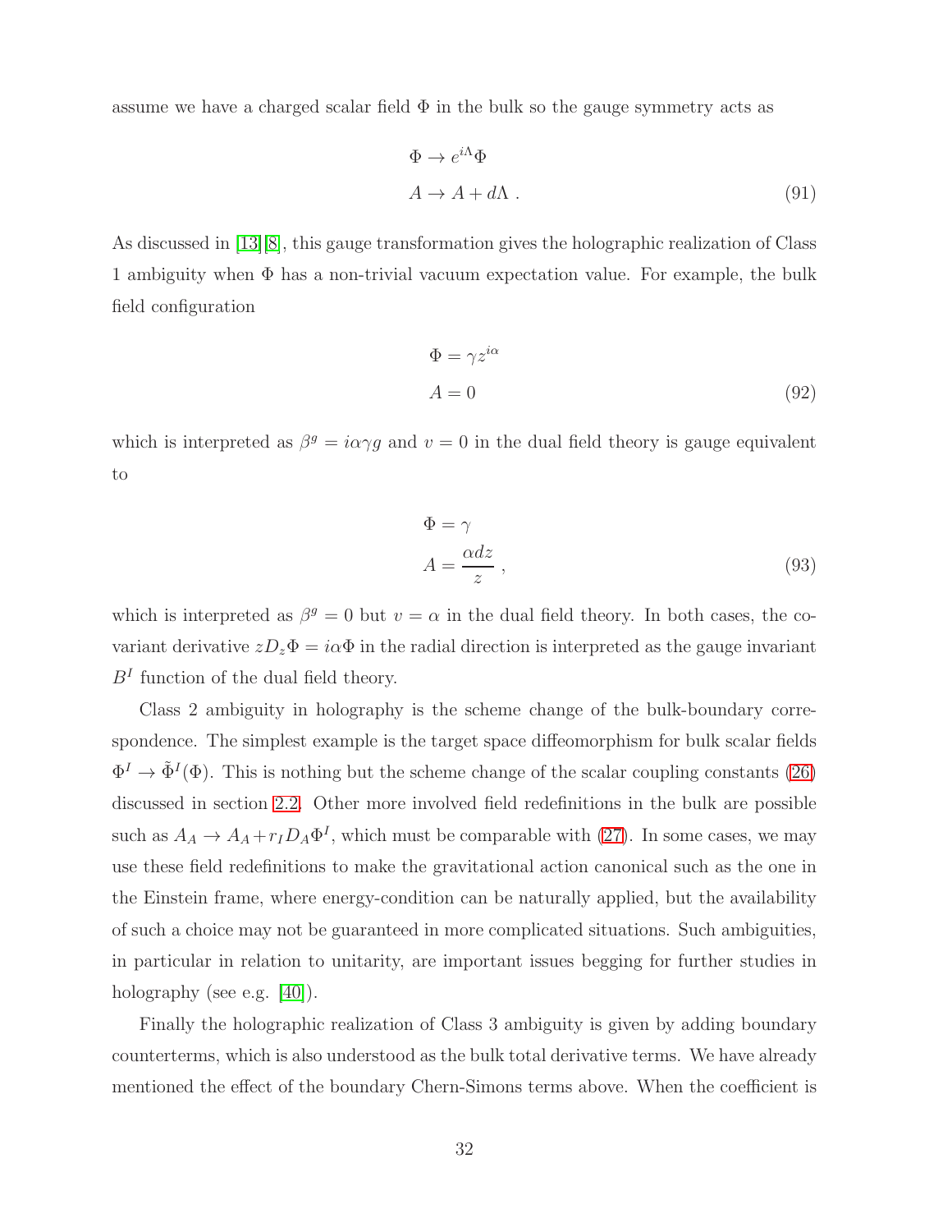assume we have a charged scalar field $\Phi$ in the bulk so the gauge symmetry acts as

$$
\begin{aligned}
&\Phi \to e^{i\Lambda}\Phi \\
&A \to A + d\Lambda \ .
\end{aligned}
\tag{91}
$$

As discussed in [13][8], this gauge transformation gives the holographic realization of Class 1 ambiguity when $\Phi$ has a non-trivial vacuum expectation value. For example, the bulk field configuration

$$
\begin{aligned}
&\Phi = \gamma z^{i\alpha} \\
&A = 0
\end{aligned}
\tag{92}
$$

which is interpreted as $\beta^g = i\alpha\gamma g$ and $v = 0$ in the dual field theory is gauge equivalent to

$$
\begin{aligned}
&\Phi = \gamma \\
&A = \frac{\alpha dz}{z} \ ,
\end{aligned}
\tag{93}
$$

which is interpreted as $\beta^g = 0$ but $v = \alpha$ in the dual field theory. In both cases, the covariant derivative $zD_z\Phi = i\alpha\Phi$ in the radial direction is interpreted as the gauge invariant $B^I$ function of the dual field theory.

Class 2 ambiguity in holography is the scheme change of the bulk-boundary correspondence. The simplest example is the target space diffeomorphism for bulk scalar fields $\Phi^I \to \tilde{\Phi}^I(\Phi)$. This is nothing but the scheme change of the scalar coupling constants (26) discussed in section 2.2. Other more involved field redefinitions in the bulk are possible such as $A_A \to A_A + r_I D_A \Phi^I$, which must be comparable with (27). In some cases, we may use these field redefinitions to make the gravitational action canonical such as the one in the Einstein frame, where energy-condition can be naturally applied, but the availability of such a choice may not be guaranteed in more complicated situations. Such ambiguities, in particular in relation to unitarity, are important issues begging for further studies in holography (see e.g. [40]).

Finally the holographic realization of Class 3 ambiguity is given by adding boundary counterterms, which is also understood as the bulk total derivative terms. We have already mentioned the effect of the boundary Chern-Simons terms above. When the coefficient is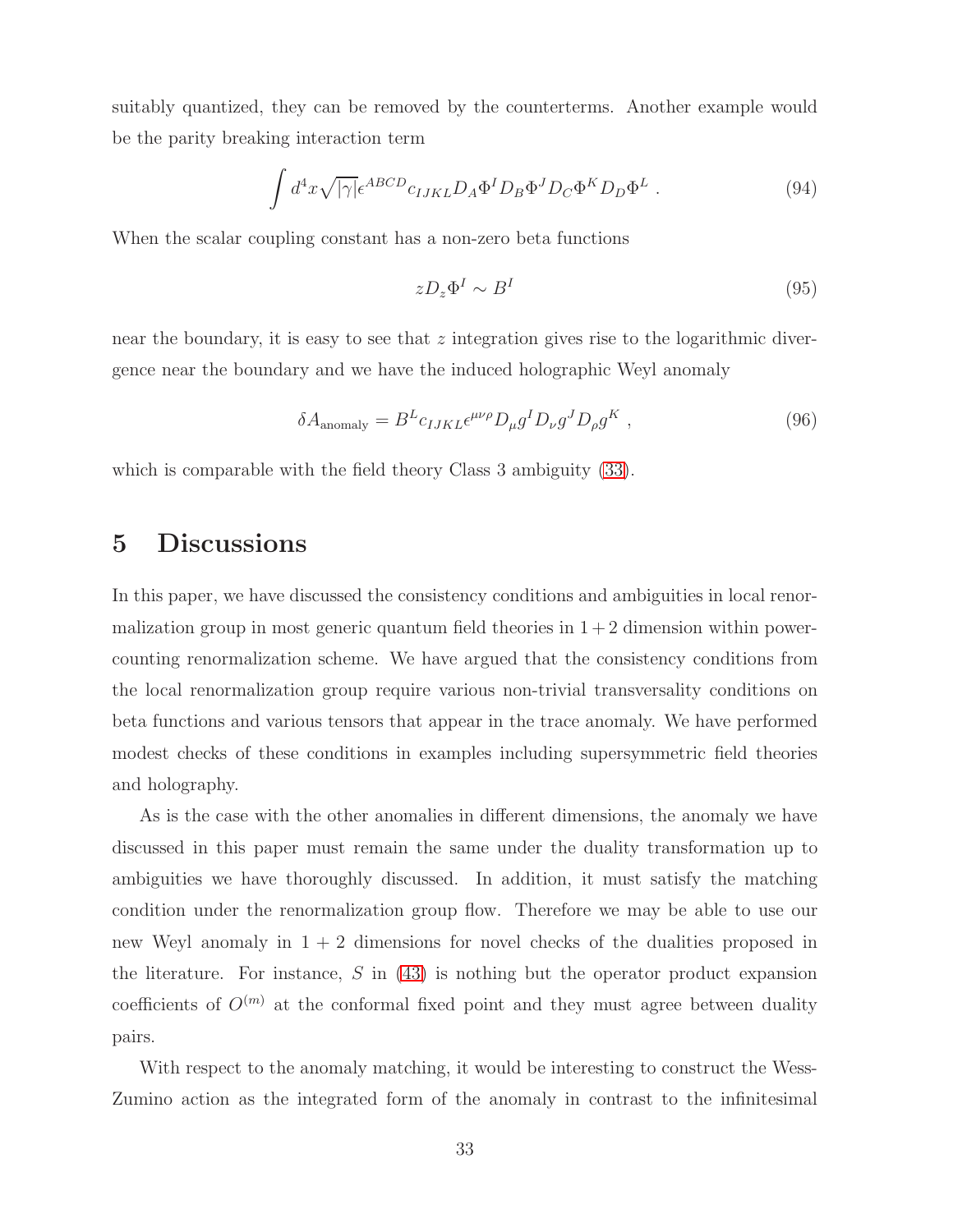suitably quantized, they can be removed by the counterterms. Another example would be the parity breaking interaction term

$$\int d^4x \sqrt{|\gamma|} \epsilon^{ABCD} c_{IJKL} D_A \Phi^I D_B \Phi^J D_C \Phi^K D_D \Phi^L \ . \tag{94}$$

When the scalar coupling constant has a non-zero beta functions

$$z D_z \Phi^I \sim B^I \tag{95}$$

near the boundary, it is easy to see that $z$ integration gives rise to the logarithmic divergence near the boundary and we have the induced holographic Weyl anomaly

$$\delta A_{\text{anomaly}} = B^L c_{IJKL} \epsilon^{\mu\nu\rho} D_\mu g^I D_\nu g^J D_\rho g^K \ , \tag{96}$$

which is comparable with the field theory Class 3 ambiguity (33).

# 5 Discussions

In this paper, we have discussed the consistency conditions and ambiguities in local renormalization group in most generic quantum field theories in $1+2$ dimension within power-counting renormalization scheme. We have argued that the consistency conditions from the local renormalization group require various non-trivial transversality conditions on beta functions and various tensors that appear in the trace anomaly. We have performed modest checks of these conditions in examples including supersymmetric field theories and holography.

As is the case with the other anomalies in different dimensions, the anomaly we have discussed in this paper must remain the same under the duality transformation up to ambiguities we have thoroughly discussed. In addition, it must satisfy the matching condition under the renormalization group flow. Therefore we may be able to use our new Weyl anomaly in $1+2$ dimensions for novel checks of the dualities proposed in the literature. For instance, $S$ in (43) is nothing but the operator product expansion coefficients of $O^{(m)}$ at the conformal fixed point and they must agree between duality pairs.

With respect to the anomaly matching, it would be interesting to construct the Wess-Zumino action as the integrated form of the anomaly in contrast to the infinitesimal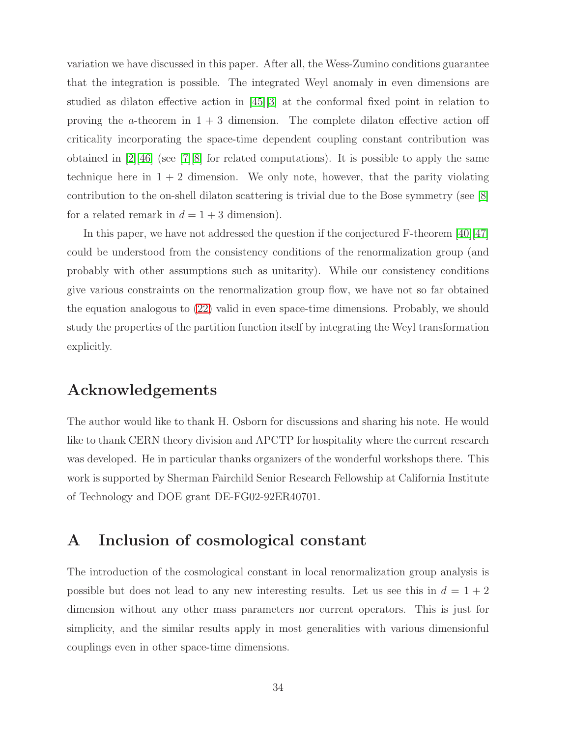variation we have discussed in this paper. After all, the Wess-Zumino conditions guarantee that the integration is possible. The integrated Weyl anomaly in even dimensions are studied as dilaton effective action in [45][3] at the conformal fixed point in relation to proving the $a$-theorem in $1+3$ dimension. The complete dilaton effective action off criticality incorporating the space-time dependent coupling constant contribution was obtained in [2][46] (see [7][8] for related computations). It is possible to apply the same technique here in $1+2$ dimension. We only note, however, that the parity violating contribution to the on-shell dilaton scattering is trivial due to the Bose symmetry (see [8] for a related remark in $d = 1+3$ dimension).

In this paper, we have not addressed the question if the conjectured F-theorem [40][47] could be understood from the consistency conditions of the renormalization group (and probably with other assumptions such as unitarity). While our consistency conditions give various constraints on the renormalization group flow, we have not so far obtained the equation analogous to (22) valid in even space-time dimensions. Probably, we should study the properties of the partition function itself by integrating the Weyl transformation explicitly.

## Acknowledgements

The author would like to thank H. Osborn for discussions and sharing his note. He would like to thank CERN theory division and APCTP for hospitality where the current research was developed. He in particular thanks organizers of the wonderful workshops there. This work is supported by Sherman Fairchild Senior Research Fellowship at California Institute of Technology and DOE grant DE-FG02-92ER40701.

## A Inclusion of cosmological constant

The introduction of the cosmological constant in local renormalization group analysis is possible but does not lead to any new interesting results. Let us see this in $d = 1+2$ dimension without any other mass parameters nor current operators. This is just for simplicity, and the similar results apply in most generalities with various dimensionful couplings even in other space-time dimensions.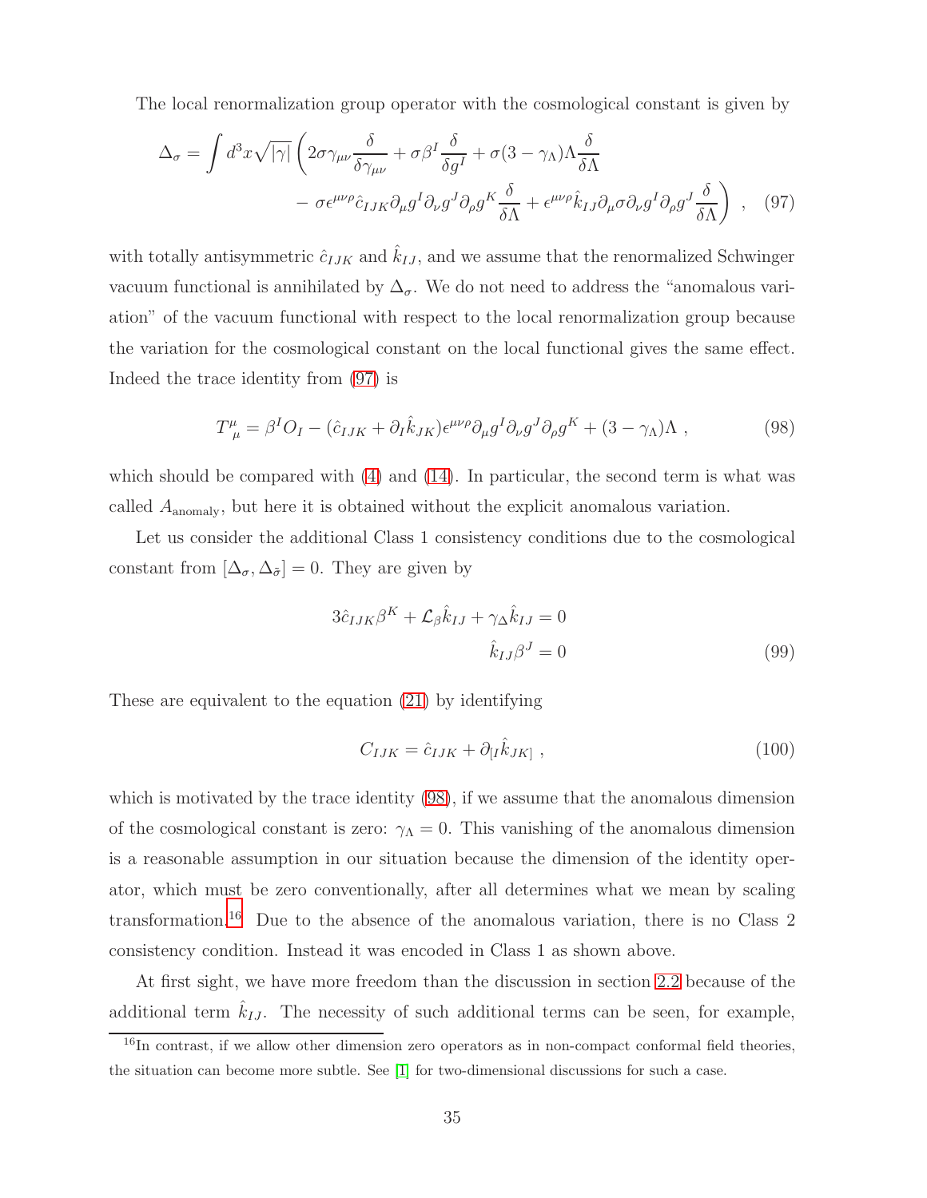The local renormalization group operator with the cosmological constant is given by

$$
\begin{aligned}
\Delta_\sigma = \int d^3x \sqrt{|\gamma|} \Bigg( & 2\sigma\gamma_{\mu\nu}\frac{\delta}{\delta\gamma_{\mu\nu}} + \sigma\beta^I\frac{\delta}{\delta g^I} + \sigma(3-\gamma_\Lambda)\Lambda\frac{\delta}{\delta\Lambda} \\
& - \sigma\epsilon^{\mu\nu\rho}\hat{c}_{IJK}\partial_\mu g^I\partial_\nu g^J\partial_\rho g^K\frac{\delta}{\delta\Lambda} + \epsilon^{\mu\nu\rho}\hat{k}_{IJ}\partial_\mu\sigma\partial_\nu g^I\partial_\rho g^J\frac{\delta}{\delta\Lambda}\Bigg) \ , \quad (97)
\end{aligned}
$$

with totally antisymmetric $\hat{c}_{IJK}$ and $\hat{k}_{IJ}$, and we assume that the renormalized Schwinger vacuum functional is annihilated by $\Delta_\sigma$. We do not need to address the "anomalous variation" of the vacuum functional with respect to the local renormalization group because the variation for the cosmological constant on the local functional gives the same effect. Indeed the trace identity from (97) is

$$
T^\mu_{\ \mu} = \beta^I O_I - (\hat{c}_{IJK} + \partial_I\hat{k}_{JK})\epsilon^{\mu\nu\rho}\partial_\mu g^I\partial_\nu g^J\partial_\rho g^K + (3-\gamma_\Lambda)\Lambda \ , \tag{98}
$$

which should be compared with (4) and (14). In particular, the second term is what was called $A_{\text{anomaly}}$, but here it is obtained without the explicit anomalous variation.

Let us consider the additional Class 1 consistency conditions due to the cosmological constant from $[\Delta_\sigma, \Delta_{\tilde{\sigma}}] = 0$. They are given by

$$
\begin{aligned}
3\hat{c}_{IJK}\beta^K + \mathcal{L}_\beta\hat{k}_{IJ} + \gamma_\Delta\hat{k}_{IJ} &= 0 \\
\hat{k}_{IJ}\beta^J &= 0
\end{aligned} \tag{99}
$$

These are equivalent to the equation (21) by identifying

$$
C_{IJK} = \hat{c}_{IJK} + \partial_{[I}\hat{k}_{JK]} \ , \tag{100}
$$

which is motivated by the trace identity (98), if we assume that the anomalous dimension of the cosmological constant is zero: $\gamma_\Lambda = 0$. This vanishing of the anomalous dimension is a reasonable assumption in our situation because the dimension of the identity operator, which must be zero conventionally, after all determines what we mean by scaling transformation.[16] Due to the absence of the anomalous variation, there is no Class 2 consistency condition. Instead it was encoded in Class 1 as shown above.

At first sight, we have more freedom than the discussion in section 2.2 because of the additional term $\hat{k}_{IJ}$. The necessity of such additional terms can be seen, for example,

[16] In contrast, if we allow other dimension zero operators as in non-compact conformal field theories, the situation can become more subtle. See [1] for two-dimensional discussions for such a case.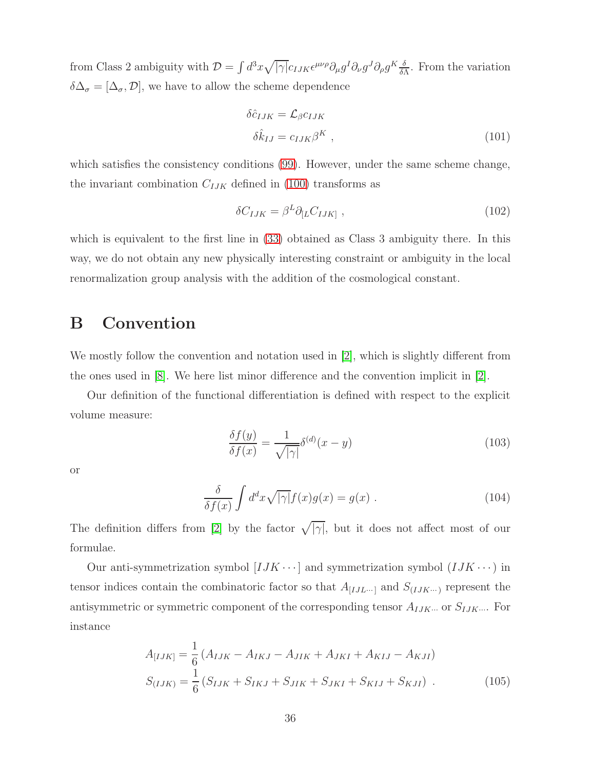from Class 2 ambiguity with $\mathcal{D} = \int d^3x \sqrt{|\gamma|} c_{IJK} \epsilon^{\mu\nu\rho} \partial_\mu g^I \partial_\nu g^J \partial_\rho g^K \frac{\delta}{\delta \Lambda}$. From the variation $\delta \Delta_\sigma = [\Delta_\sigma, \mathcal{D}]$, we have to allow the scheme dependence

$$
\begin{aligned}
\delta \hat{c}_{IJK} &= \mathcal{L}_\beta c_{IJK} \\
\delta \hat{k}_{IJ} &= c_{IJK} \beta^K \ ,
\end{aligned}
\tag{101}
$$

which satisfies the consistency conditions (99). However, under the same scheme change, the invariant combination $C_{IJK}$ defined in (100) transforms as

$$
\delta C_{IJK} = \beta^L \partial_{[L} C_{IJK]} \ , \tag{102}
$$

which is equivalent to the first line in (33) obtained as Class 3 ambiguity there. In this way, we do not obtain any new physically interesting constraint or ambiguity in the local renormalization group analysis with the addition of the cosmological constant.

# B Convention

We mostly follow the convention and notation used in [2], which is slightly different from the ones used in [8]. We here list minor difference and the convention implicit in [2].

Our definition of the functional differentiation is defined with respect to the explicit volume measure:

$$
\frac{\delta f(y)}{\delta f(x)} = \frac{1}{\sqrt{|\gamma|}} \delta^{(d)}(x-y) \tag{103}
$$

or

$$
\frac{\delta}{\delta f(x)} \int d^dx \sqrt{|\gamma|} f(x) g(x) = g(x) \ . \tag{104}
$$

The definition differs from [2] by the factor $\sqrt{|\gamma|}$, but it does not affect most of our formulae.

Our anti-symmetrization symbol $[IJK\cdots]$ and symmetrization symbol $(IJK\cdots)$ in tensor indices contain the combinatoric factor so that $A_{[IJL\cdots]}$ and $S_{(IJK\cdots)}$ represent the antisymmetric or symmetric component of the corresponding tensor $A_{IJK\cdots}$ or $S_{IJK\cdots}$. For instance

$$
\begin{aligned}
A_{[IJK]} &= \frac{1}{6} \left( A_{IJK} - A_{IKJ} - A_{JIK} + A_{JKI} + A_{KIJ} - A_{KJI} \right) \\
S_{(IJK)} &= \frac{1}{6} \left( S_{IJK} + S_{IKJ} + S_{JIK} + S_{JKI} + S_{KIJ} + S_{KJI} \right) \ .
\end{aligned}
\tag{105}
$$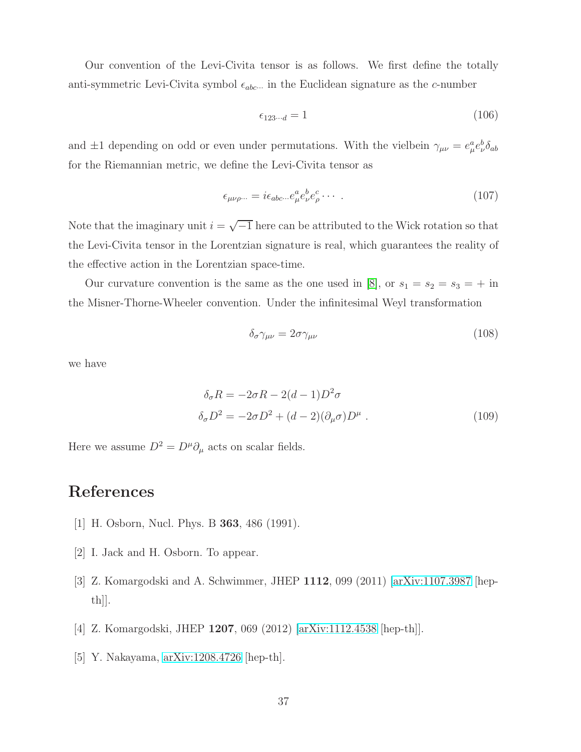Our convention of the Levi-Civita tensor is as follows. We first define the totally anti-symmetric Levi-Civita symbol $\epsilon_{abc\cdots}$ in the Euclidean signature as the $c$-number

$$\epsilon_{123\cdots d} = 1 \tag{106}$$

and $\pm 1$ depending on odd or even under permutations. With the vielbein $\gamma_{\mu\nu} = e^a_\mu e^b_\nu \delta_{ab}$ for the Riemannian metric, we define the Levi-Civita tensor as

$$\epsilon_{\mu\nu\rho\cdots} = i\epsilon_{abc\cdots} e^a_\mu e^b_\nu e^c_\rho \cdots \ . \tag{107}$$

Note that the imaginary unit $i = \sqrt{-1}$ here can be attributed to the Wick rotation so that the Levi-Civita tensor in the Lorentzian signature is real, which guarantees the reality of the effective action in the Lorentzian space-time.

Our curvature convention is the same as the one used in [8], or $s_1 = s_2 = s_3 = +$ in the Misner-Thorne-Wheeler convention. Under the infinitesimal Weyl transformation

$$\delta_\sigma \gamma_{\mu\nu} = 2\sigma\gamma_{\mu\nu} \tag{108}$$

we have

$$\begin{aligned}
\delta_\sigma R &= -2\sigma R - 2(d-1)D^2\sigma \\
\delta_\sigma D^2 &= -2\sigma D^2 + (d-2)(\partial_\mu \sigma)D^\mu \ .
\end{aligned} \tag{109}$$

Here we assume $D^2 = D^\mu \partial_\mu$ acts on scalar fields.

# References

[1] H. Osborn, Nucl. Phys. B **363**, 486 (1991).

[2] I. Jack and H. Osborn. To appear.

[3] Z. Komargodski and A. Schwimmer, JHEP **1112**, 099 (2011) [arXiv:1107.3987 [hep-th]].

[4] Z. Komargodski, JHEP **1207**, 069 (2012) [arXiv:1112.4538 [hep-th]].

[5] Y. Nakayama, arXiv:1208.4726 [hep-th].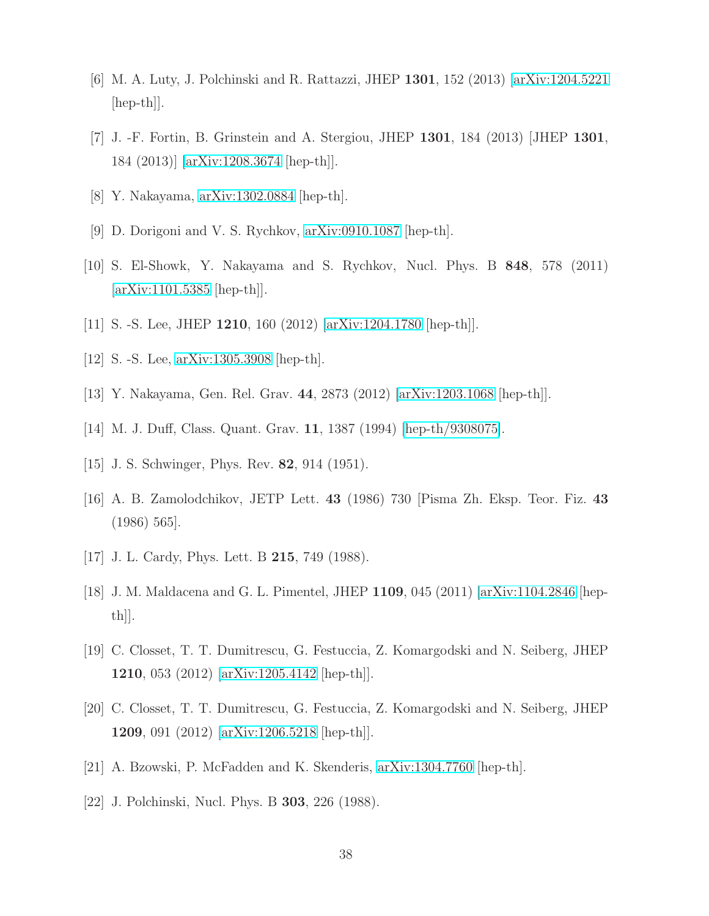[6] M. A. Luty, J. Polchinski and R. Rattazzi, JHEP **1301**, 152 (2013) [arXiv:1204.5221 [hep-th]].

[7] J. -F. Fortin, B. Grinstein and A. Stergiou, JHEP **1301**, 184 (2013) [JHEP **1301**, 184 (2013)] [arXiv:1208.3674 [hep-th]].

[8] Y. Nakayama, arXiv:1302.0884 [hep-th].

[9] D. Dorigoni and V. S. Rychkov, arXiv:0910.1087 [hep-th].

[10] S. El-Showk, Y. Nakayama and S. Rychkov, Nucl. Phys. B **848**, 578 (2011) [arXiv:1101.5385 [hep-th]].

[11] S. -S. Lee, JHEP **1210**, 160 (2012) [arXiv:1204.1780 [hep-th]].

[12] S. -S. Lee, arXiv:1305.3908 [hep-th].

[13] Y. Nakayama, Gen. Rel. Grav. **44**, 2873 (2012) [arXiv:1203.1068 [hep-th]].

[14] M. J. Duff, Class. Quant. Grav. **11**, 1387 (1994) [hep-th/9308075].

[15] J. S. Schwinger, Phys. Rev. **82**, 914 (1951).

[16] A. B. Zamolodchikov, JETP Lett. **43** (1986) 730 [Pisma Zh. Eksp. Teor. Fiz. **43** (1986) 565].

[17] J. L. Cardy, Phys. Lett. B **215**, 749 (1988).

[18] J. M. Maldacena and G. L. Pimentel, JHEP **1109**, 045 (2011) [arXiv:1104.2846 [hep-th]].

[19] C. Closset, T. T. Dumitrescu, G. Festuccia, Z. Komargodski and N. Seiberg, JHEP **1210**, 053 (2012) [arXiv:1205.4142 [hep-th]].

[20] C. Closset, T. T. Dumitrescu, G. Festuccia, Z. Komargodski and N. Seiberg, JHEP **1209**, 091 (2012) [arXiv:1206.5218 [hep-th]].

[21] A. Bzowski, P. McFadden and K. Skenderis, arXiv:1304.7760 [hep-th].

[22] J. Polchinski, Nucl. Phys. B **303**, 226 (1988).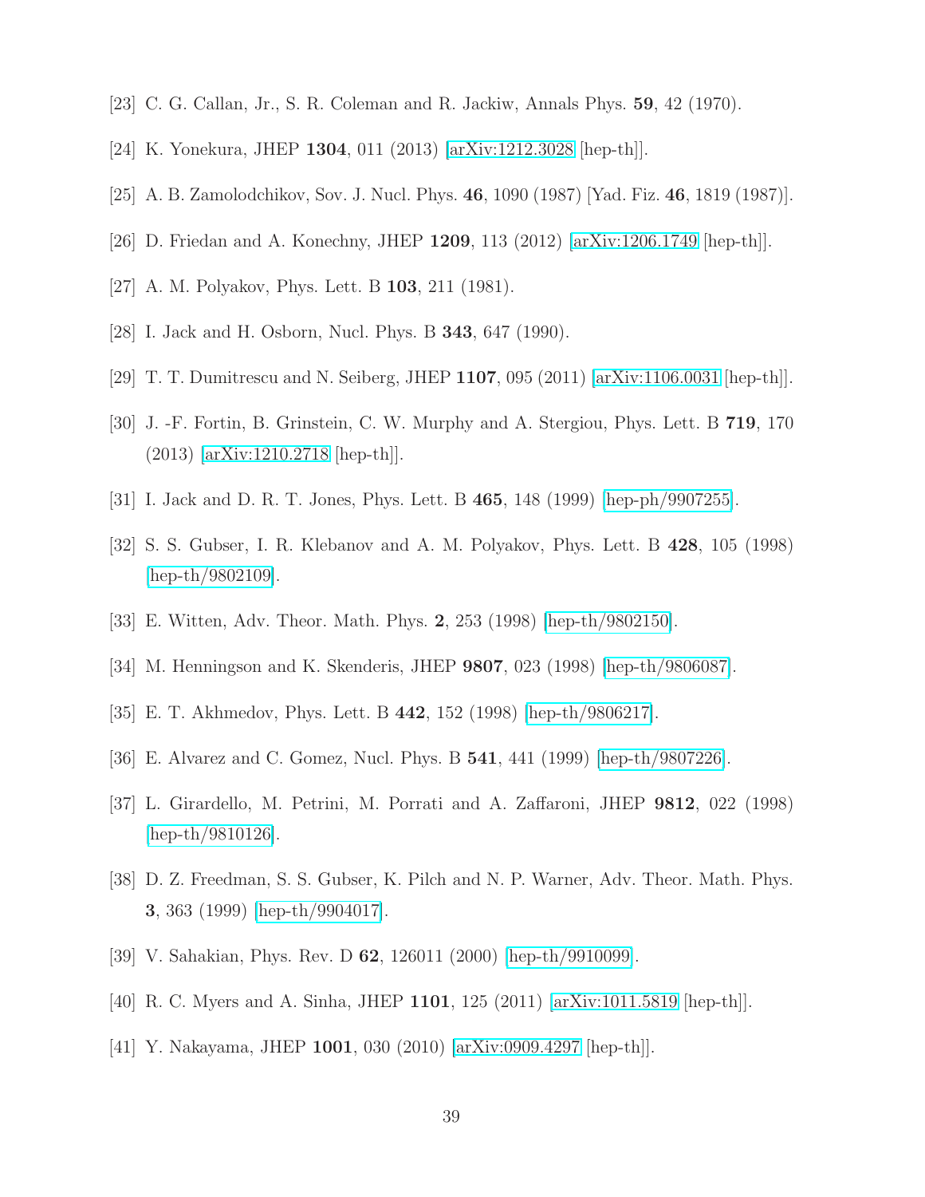[23] C. G. Callan, Jr., S. R. Coleman and R. Jackiw, Annals Phys. **59**, 42 (1970).

[24] K. Yonekura, JHEP **1304**, 011 (2013) [arXiv:1212.3028 [hep-th]].

[25] A. B. Zamolodchikov, Sov. J. Nucl. Phys. **46**, 1090 (1987) [Yad. Fiz. **46**, 1819 (1987)].

[26] D. Friedan and A. Konechny, JHEP **1209**, 113 (2012) [arXiv:1206.1749 [hep-th]].

[27] A. M. Polyakov, Phys. Lett. B **103**, 211 (1981).

[28] I. Jack and H. Osborn, Nucl. Phys. B **343**, 647 (1990).

[29] T. T. Dumitrescu and N. Seiberg, JHEP **1107**, 095 (2011) [arXiv:1106.0031 [hep-th]].

[30] J. -F. Fortin, B. Grinstein, C. W. Murphy and A. Stergiou, Phys. Lett. B **719**, 170 (2013) [arXiv:1210.2718 [hep-th]].

[31] I. Jack and D. R. T. Jones, Phys. Lett. B **465**, 148 (1999) [hep-ph/9907255].

[32] S. S. Gubser, I. R. Klebanov and A. M. Polyakov, Phys. Lett. B **428**, 105 (1998) [hep-th/9802109].

[33] E. Witten, Adv. Theor. Math. Phys. **2**, 253 (1998) [hep-th/9802150].

[34] M. Henningson and K. Skenderis, JHEP **9807**, 023 (1998) [hep-th/9806087].

[35] E. T. Akhmedov, Phys. Lett. B **442**, 152 (1998) [hep-th/9806217].

[36] E. Alvarez and C. Gomez, Nucl. Phys. B **541**, 441 (1999) [hep-th/9807226].

[37] L. Girardello, M. Petrini, M. Porrati and A. Zaffaroni, JHEP **9812**, 022 (1998) [hep-th/9810126].

[38] D. Z. Freedman, S. S. Gubser, K. Pilch and N. P. Warner, Adv. Theor. Math. Phys. **3**, 363 (1999) [hep-th/9904017].

[39] V. Sahakian, Phys. Rev. D **62**, 126011 (2000) [hep-th/9910099].

[40] R. C. Myers and A. Sinha, JHEP **1101**, 125 (2011) [arXiv:1011.5819 [hep-th]].

[41] Y. Nakayama, JHEP **1001**, 030 (2010) [arXiv:0909.4297 [hep-th]].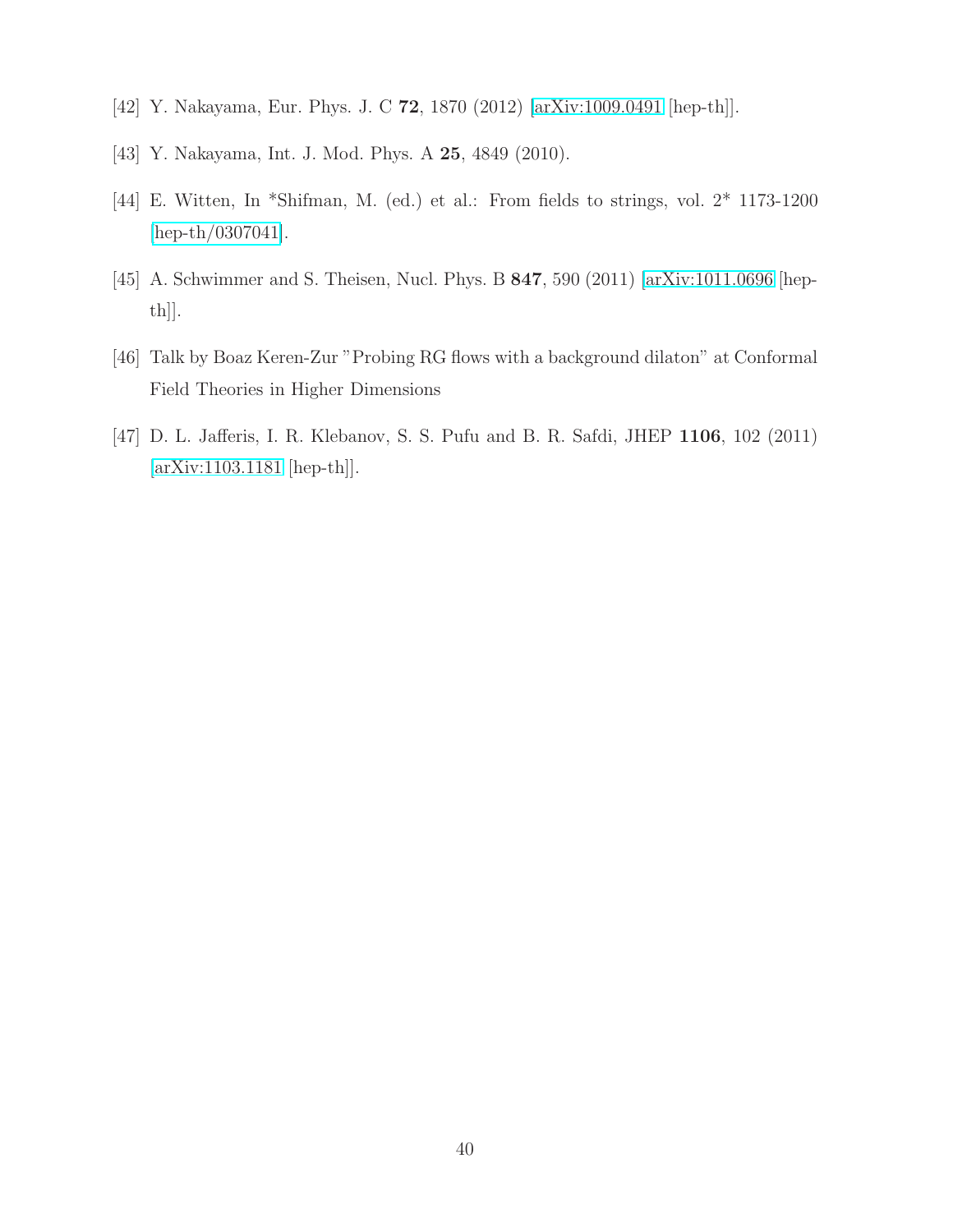[42] Y. Nakayama, Eur. Phys. J. C **72**, 1870 (2012) [arXiv:1009.0491 [hep-th]].

[43] Y. Nakayama, Int. J. Mod. Phys. A **25**, 4849 (2010).

[44] E. Witten, In *Shifman, M. (ed.) et al.: From fields to strings, vol. 2* 1173-1200 [hep-th/0307041].

[45] A. Schwimmer and S. Theisen, Nucl. Phys. B **847**, 590 (2011) [arXiv:1011.0696 [hep-th]].

[46] Talk by Boaz Keren-Zur "Probing RG flows with a background dilaton" at Conformal Field Theories in Higher Dimensions

[47] D. L. Jafferis, I. R. Klebanov, S. S. Pufu and B. R. Safdi, JHEP **1106**, 102 (2011) [arXiv:1103.1181 [hep-th]].